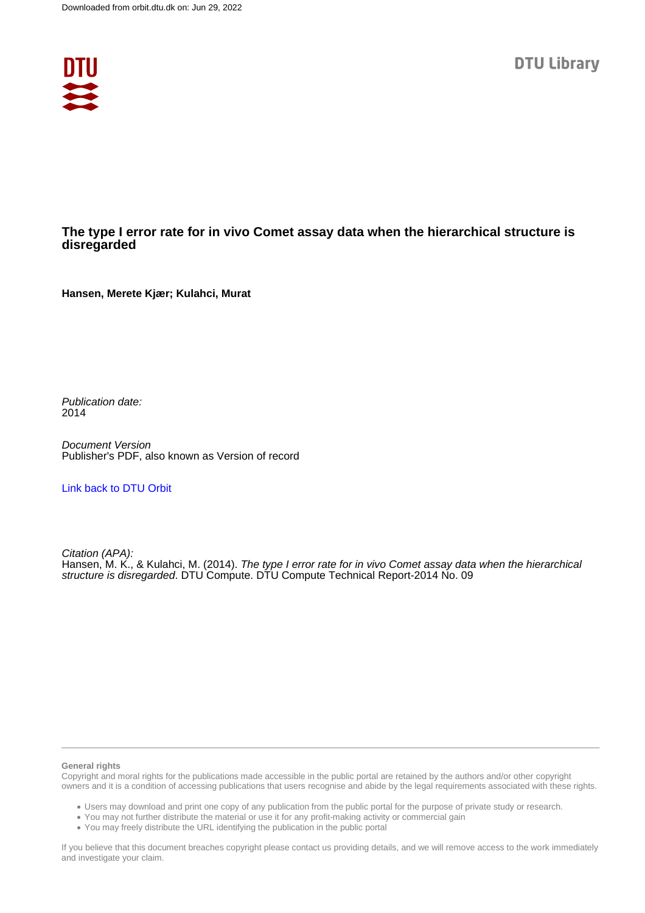Downloaded from orbit.dtu.dk on: Jun 29, 2022

DTU Library

# The type I error rate for in vivo Comet assay data when the hierarchical structure is disregarded

**Hansen, Merete Kjær; Kulahci, Murat**

*Publication date:*
2014

*Document Version*
Publisher's PDF, also known as Version of record

[Link back to DTU Orbit](#)

*Citation (APA):*
Hansen, M. K., & Kulahci, M. (2014). *The type I error rate for in vivo Comet assay data when the hierarchical structure is disregarded*. DTU Compute. DTU Compute Technical Report-2014 No. 09

**General rights**
Copyright and moral rights for the publications made accessible in the public portal are retained by the authors and/or other copyright owners and it is a condition of accessing publications that users recognise and abide by the legal requirements associated with these rights.

- Users may download and print one copy of any publication from the public portal for the purpose of private study or research.
- You may not further distribute the material or use it for any profit-making activity or commercial gain
- You may freely distribute the URL identifying the publication in the public portal

If you believe that this document breaches copyright please contact us providing details, and we will remove access to the work immediately and investigate your claim.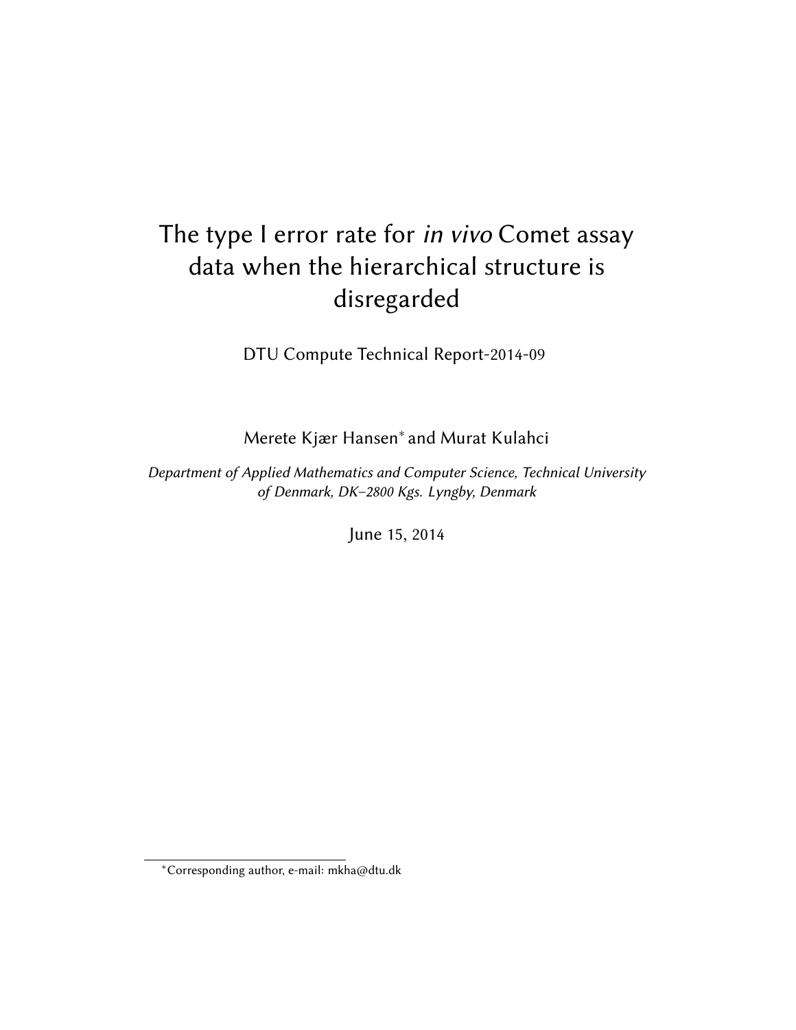# The type I error rate for *in vivo* Comet assay data when the hierarchical structure is disregarded

DTU Compute Technical Report-2014-09

Merete Kjær Hansen* and Murat Kulahci

*Department of Applied Mathematics and Computer Science, Technical University of Denmark, DK–2800 Kgs. Lyngby, Denmark*

June 15, 2014

*Corresponding author, e-mail: mkha@dtu.dk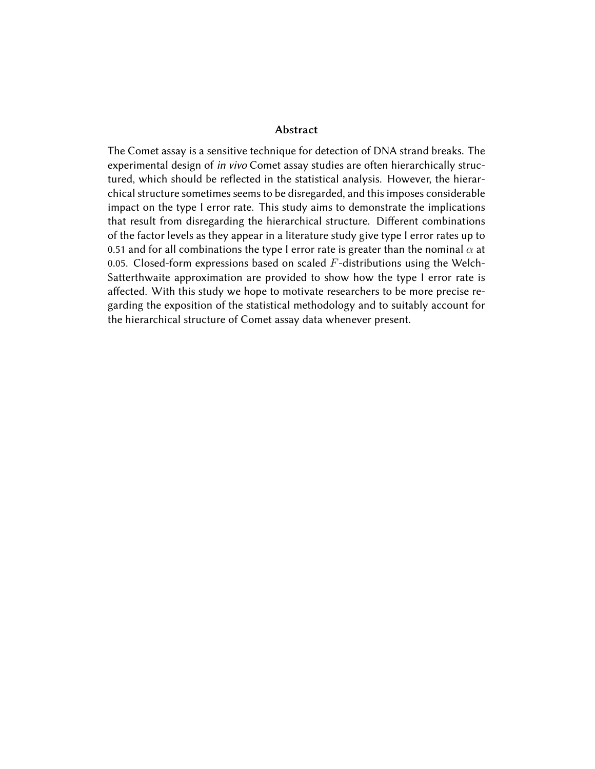## Abstract

The Comet assay is a sensitive technique for detection of DNA strand breaks. The experimental design of *in vivo* Comet assay studies are often hierarchically structured, which should be reflected in the statistical analysis. However, the hierarchical structure sometimes seems to be disregarded, and this imposes considerable impact on the type I error rate. This study aims to demonstrate the implications that result from disregarding the hierarchical structure. Different combinations of the factor levels as they appear in a literature study give type I error rates up to 0.51 and for all combinations the type I error rate is greater than the nominal $\alpha$ at 0.05. Closed-form expressions based on scaled $F$-distributions using the Welch-Satterthwaite approximation are provided to show how the type I error rate is affected. With this study we hope to motivate researchers to be more precise regarding the exposition of the statistical methodology and to suitably account for the hierarchical structure of Comet assay data whenever present.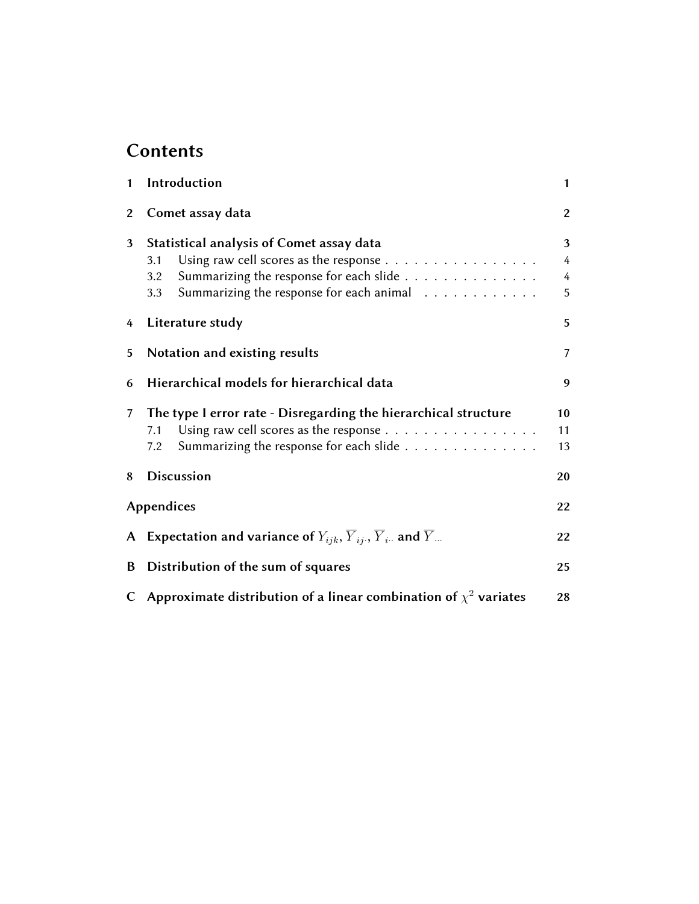# Contents

| | | |
|---|---|---|
| **1** | **Introduction** | **1** |
| **2** | **Comet assay data** | **2** |
| **3** | **Statistical analysis of Comet assay data** | **3** |
| 3.1 | Using raw cell scores as the response | 4 |
| 3.2 | Summarizing the response for each slide | 4 |
| 3.3 | Summarizing the response for each animal | 5 |
| **4** | **Literature study** | **5** |
| **5** | **Notation and existing results** | **7** |
| **6** | **Hierarchical models for hierarchical data** | **9** |
| **7** | **The type I error rate - Disregarding the hierarchical structure** | **10** |
| 7.1 | Using raw cell scores as the response | 11 |
| 7.2 | Summarizing the response for each slide | 13 |
| **8** | **Discussion** | **20** |
| | **Appendices** | **22** |
| **A** | **Expectation and variance of $Y_{ijk}, \overline{Y}_{ij\cdot}, \overline{Y}_{i\cdot\cdot}$ and $\overline{Y}_{\cdot\cdot\cdot}$** | **22** |
| **B** | **Distribution of the sum of squares** | **25** |
| **C** | **Approximate distribution of a linear combination of $\chi^2$ variates** | **28** |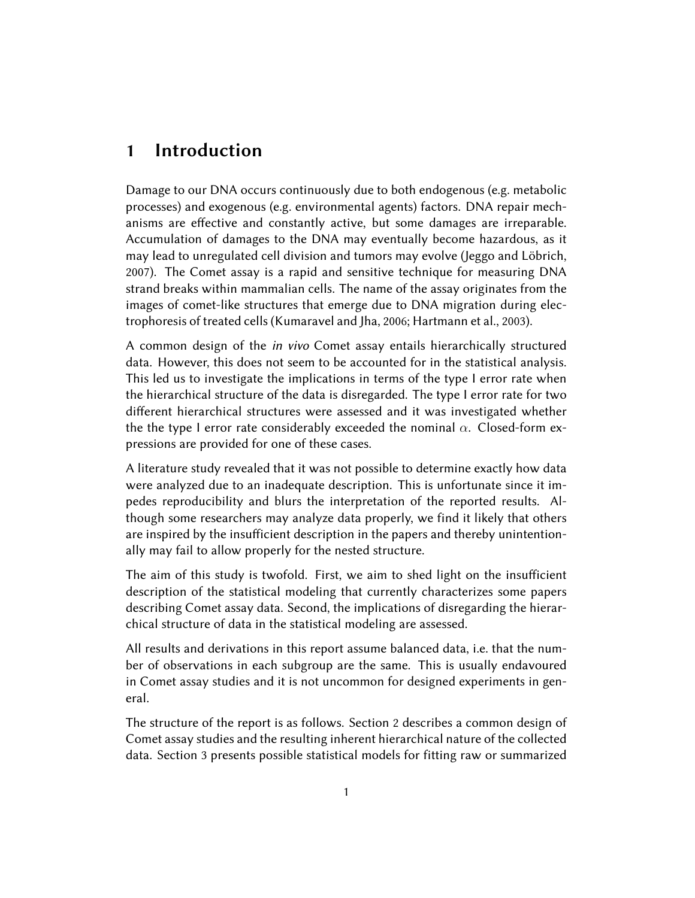# 1 Introduction

Damage to our DNA occurs continuously due to both endogenous (e.g. metabolic processes) and exogenous (e.g. environmental agents) factors. DNA repair mechanisms are effective and constantly active, but some damages are irreparable. Accumulation of damages to the DNA may eventually become hazardous, as it may lead to unregulated cell division and tumors may evolve (Jeggo and Löbrich, 2007). The Comet assay is a rapid and sensitive technique for measuring DNA strand breaks within mammalian cells. The name of the assay originates from the images of comet-like structures that emerge due to DNA migration during electrophoresis of treated cells (Kumaravel and Jha, 2006; Hartmann et al., 2003).

A common design of the *in vivo* Comet assay entails hierarchically structured data. However, this does not seem to be accounted for in the statistical analysis. This led us to investigate the implications in terms of the type I error rate when the hierarchical structure of the data is disregarded. The type I error rate for two different hierarchical structures were assessed and it was investigated whether the the type I error rate considerably exceeded the nominal $\alpha$. Closed-form expressions are provided for one of these cases.

A literature study revealed that it was not possible to determine exactly how data were analyzed due to an inadequate description. This is unfortunate since it impedes reproducibility and blurs the interpretation of the reported results. Although some researchers may analyze data properly, we find it likely that others are inspired by the insufficient description in the papers and thereby unintentionally may fail to allow properly for the nested structure.

The aim of this study is twofold. First, we aim to shed light on the insufficient description of the statistical modeling that currently characterizes some papers describing Comet assay data. Second, the implications of disregarding the hierarchical structure of data in the statistical modeling are assessed.

All results and derivations in this report assume balanced data, i.e. that the number of observations in each subgroup are the same. This is usually endavoured in Comet assay studies and it is not uncommon for designed experiments in general.

The structure of the report is as follows. Section 2 describes a common design of Comet assay studies and the resulting inherent hierarchical nature of the collected data. Section 3 presents possible statistical models for fitting raw or summarized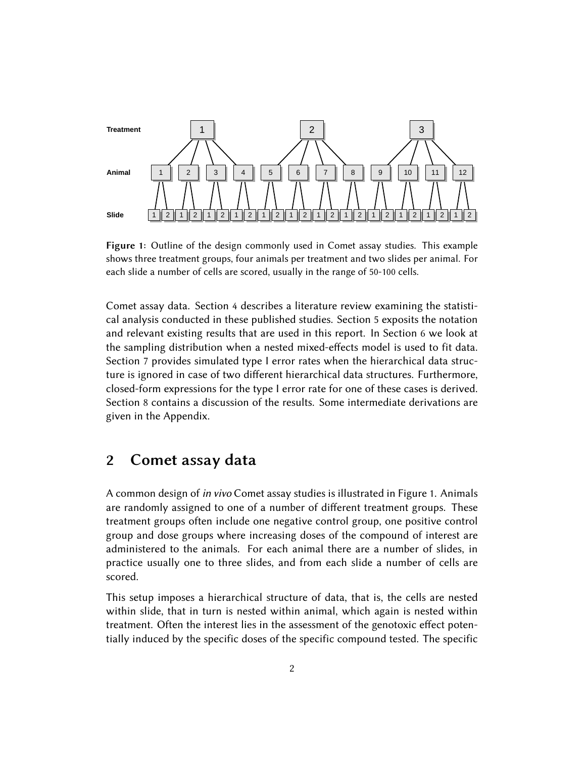**Figure 1:** Outline of the design commonly used in Comet assay studies. This example shows three treatment groups, four animals per treatment and two slides per animal. For each slide a number of cells are scored, usually in the range of 50-100 cells.

Comet assay data. Section 4 describes a literature review examining the statistical analysis conducted in these published studies. Section 5 exposits the notation and relevant existing results that are used in this report. In Section 6 we look at the sampling distribution when a nested mixed-effects model is used to fit data. Section 7 provides simulated type I error rates when the hierarchical data structure is ignored in case of two different hierarchical data structures. Furthermore, closed-form expressions for the type I error rate for one of these cases is derived. Section 8 contains a discussion of the results. Some intermediate derivations are given in the Appendix.

## 2 Comet assay data

A common design of *in vivo* Comet assay studies is illustrated in Figure 1. Animals are randomly assigned to one of a number of different treatment groups. These treatment groups often include one negative control group, one positive control group and dose groups where increasing doses of the compound of interest are administered to the animals. For each animal there are a number of slides, in practice usually one to three slides, and from each slide a number of cells are scored.

This setup imposes a hierarchical structure of data, that is, the cells are nested within slide, that in turn is nested within animal, which again is nested within treatment. Often the interest lies in the assessment of the genotoxic effect potentially induced by the specific doses of the specific compound tested. The specific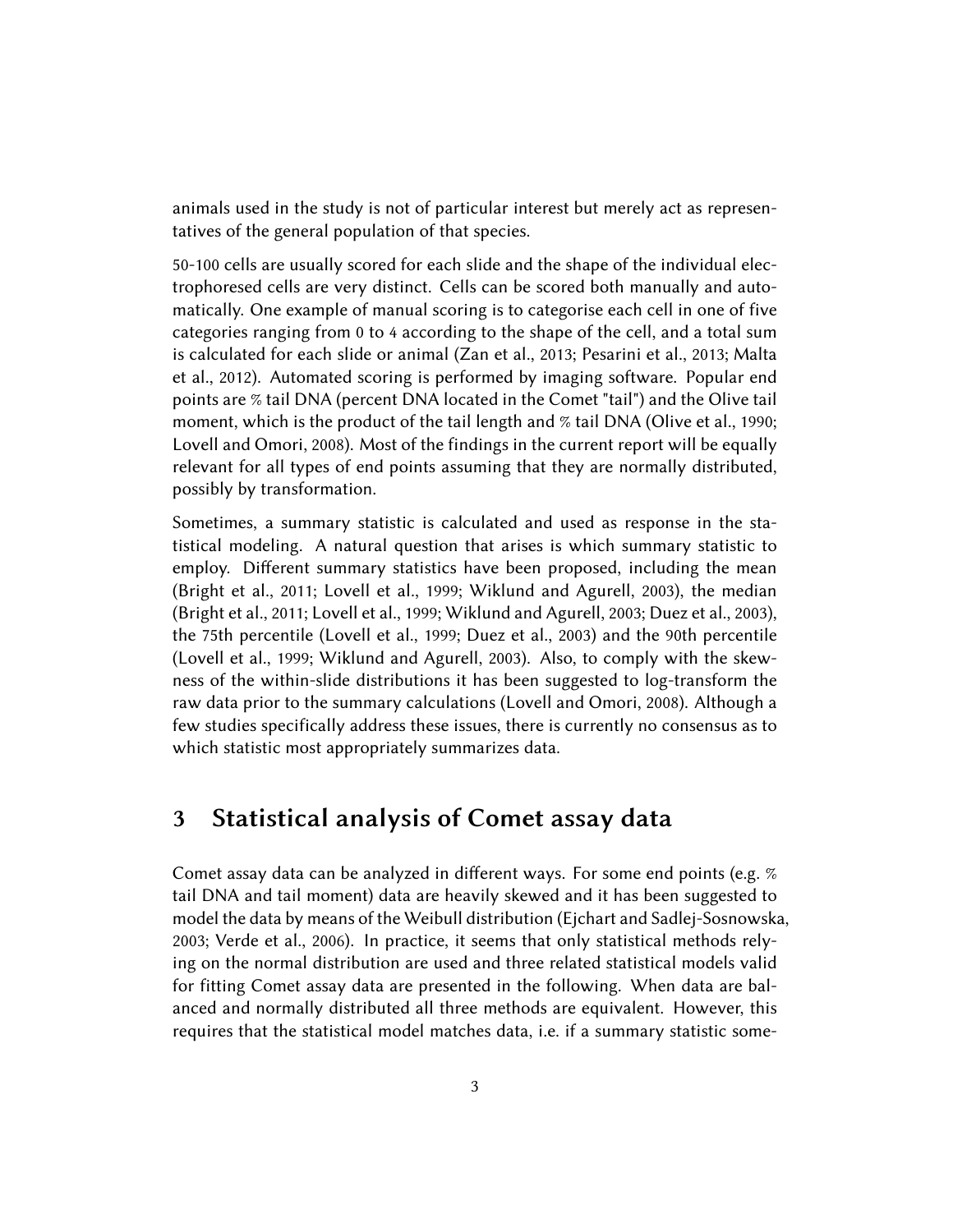animals used in the study is not of particular interest but merely act as representatives of the general population of that species.

50-100 cells are usually scored for each slide and the shape of the individual electrophoresed cells are very distinct. Cells can be scored both manually and automatically. One example of manual scoring is to categorise each cell in one of five categories ranging from 0 to 4 according to the shape of the cell, and a total sum is calculated for each slide or animal (Zan et al., 2013; Pesarini et al., 2013; Malta et al., 2012). Automated scoring is performed by imaging software. Popular end points are % tail DNA (percent DNA located in the Comet "tail") and the Olive tail moment, which is the product of the tail length and % tail DNA (Olive et al., 1990; Lovell and Omori, 2008). Most of the findings in the current report will be equally relevant for all types of end points assuming that they are normally distributed, possibly by transformation.

Sometimes, a summary statistic is calculated and used as response in the statistical modeling. A natural question that arises is which summary statistic to employ. Different summary statistics have been proposed, including the mean (Bright et al., 2011; Lovell et al., 1999; Wiklund and Agurell, 2003), the median (Bright et al., 2011; Lovell et al., 1999; Wiklund and Agurell, 2003; Duez et al., 2003), the 75th percentile (Lovell et al., 1999; Duez et al., 2003) and the 90th percentile (Lovell et al., 1999; Wiklund and Agurell, 2003). Also, to comply with the skewness of the within-slide distributions it has been suggested to log-transform the raw data prior to the summary calculations (Lovell and Omori, 2008). Although a few studies specifically address these issues, there is currently no consensus as to which statistic most appropriately summarizes data.

## 3 Statistical analysis of Comet assay data

Comet assay data can be analyzed in different ways. For some end points (e.g. % tail DNA and tail moment) data are heavily skewed and it has been suggested to model the data by means of the Weibull distribution (Ejchart and Sadlej-Sosnowska, 2003; Verde et al., 2006). In practice, it seems that only statistical methods relying on the normal distribution are used and three related statistical models valid for fitting Comet assay data are presented in the following. When data are balanced and normally distributed all three methods are equivalent. However, this requires that the statistical model matches data, i.e. if a summary statistic some-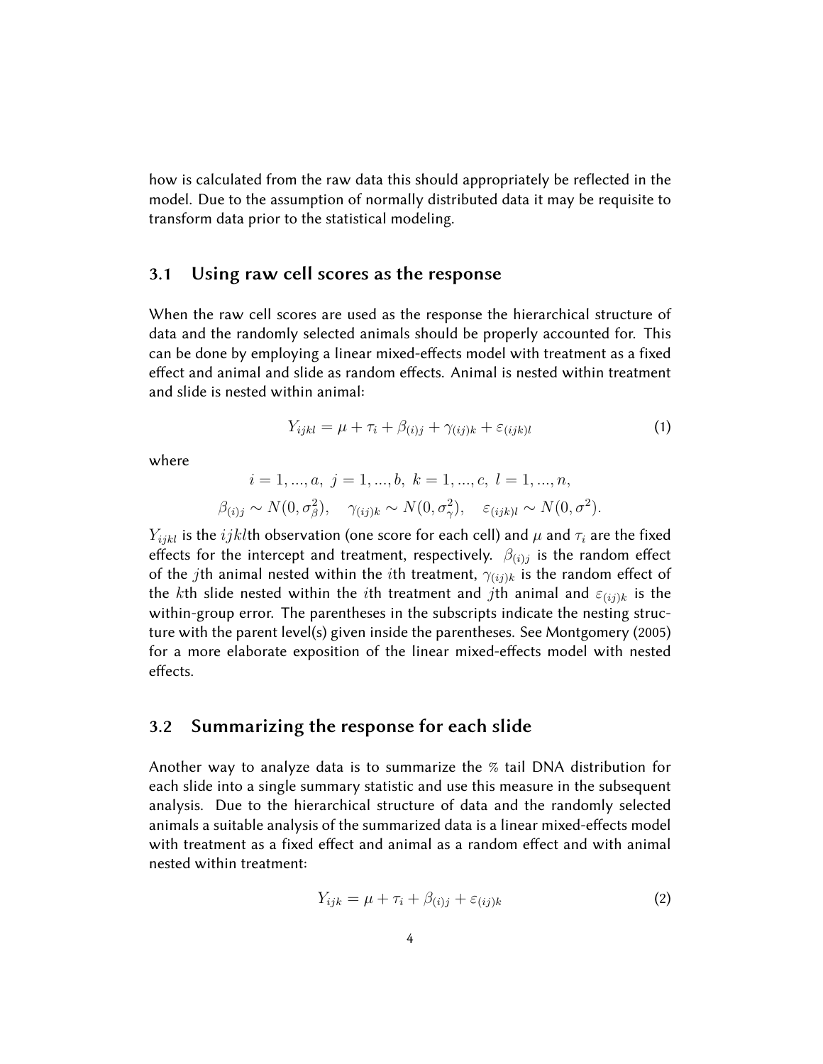how is calculated from the raw data this should appropriately be reflected in the model. Due to the assumption of normally distributed data it may be requisite to transform data prior to the statistical modeling.

## 3.1 Using raw cell scores as the response

When the raw cell scores are used as the response the hierarchical structure of data and the randomly selected animals should be properly accounted for. This can be done by employing a linear mixed-effects model with treatment as a fixed effect and animal and slide as random effects. Animal is nested within treatment and slide is nested within animal:

$$Y_{ijkl} = \mu + \tau_i + \beta_{(i)j} + \gamma_{(ij)k} + \varepsilon_{(ijk)l} \tag{1}$$

where

$$i = 1, ..., a, \ j = 1, ..., b, \ k = 1, ..., c, \ l = 1, ..., n,$$

$$\beta_{(i)j} \sim N(0, \sigma_\beta^2), \quad \gamma_{(ij)k} \sim N(0, \sigma_\gamma^2), \quad \varepsilon_{(ijk)l} \sim N(0, \sigma^2).$$

$Y_{ijkl}$ is the $ijkl$th observation (one score for each cell) and $\mu$ and $\tau_i$ are the fixed effects for the intercept and treatment, respectively. $\beta_{(i)j}$ is the random effect of the $j$th animal nested within the $i$th treatment, $\gamma_{(ij)k}$ is the random effect of the $k$th slide nested within the $i$th treatment and $j$th animal and $\varepsilon_{(ij)k}$ is the within-group error. The parentheses in the subscripts indicate the nesting structure with the parent level(s) given inside the parentheses. See Montgomery (2005) for a more elaborate exposition of the linear mixed-effects model with nested effects.

## 3.2 Summarizing the response for each slide

Another way to analyze data is to summarize the % tail DNA distribution for each slide into a single summary statistic and use this measure in the subsequent analysis. Due to the hierarchical structure of data and the randomly selected animals a suitable analysis of the summarized data is a linear mixed-effects model with treatment as a fixed effect and animal as a random effect and with animal nested within treatment:

$$Y_{ijk} = \mu + \tau_i + \beta_{(i)j} + \varepsilon_{(ij)k} \tag{2}$$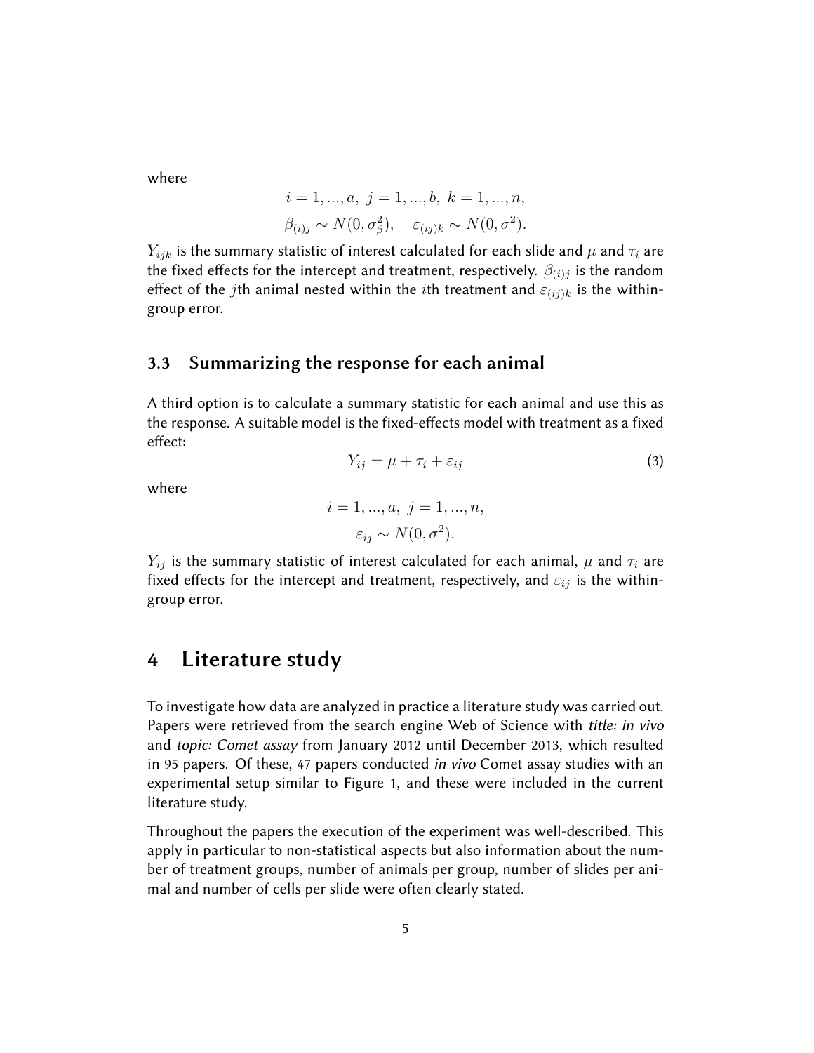where

$$i = 1, ..., a, \ j = 1, ..., b, \ k = 1, ..., n,$$

$$\beta_{(i)j} \sim N(0, \sigma_\beta^2), \quad \varepsilon_{(ij)k} \sim N(0, \sigma^2).$$

$Y_{ijk}$ is the summary statistic of interest calculated for each slide and $\mu$ and $\tau_i$ are the fixed effects for the intercept and treatment, respectively. $\beta_{(i)j}$ is the random effect of the $j$th animal nested within the $i$th treatment and $\varepsilon_{(ij)k}$ is the within-group error.

### 3.3 Summarizing the response for each animal

A third option is to calculate a summary statistic for each animal and use this as the response. A suitable model is the fixed-effects model with treatment as a fixed effect:

$$Y_{ij} = \mu + \tau_i + \varepsilon_{ij} \tag{3}$$

where

$$i = 1, ..., a, \ j = 1, ..., n,$$

$$\varepsilon_{ij} \sim N(0, \sigma^2).$$

$Y_{ij}$ is the summary statistic of interest calculated for each animal, $\mu$ and $\tau_i$ are fixed effects for the intercept and treatment, respectively, and $\varepsilon_{ij}$ is the within-group error.

## 4 Literature study

To investigate how data are analyzed in practice a literature study was carried out. Papers were retrieved from the search engine Web of Science with *title: in vivo* and *topic: Comet assay* from January 2012 until December 2013, which resulted in 95 papers. Of these, 47 papers conducted *in vivo* Comet assay studies with an experimental setup similar to Figure 1, and these were included in the current literature study.

Throughout the papers the execution of the experiment was well-described. This apply in particular to non-statistical aspects but also information about the number of treatment groups, number of animals per group, number of slides per animal and number of cells per slide were often clearly stated.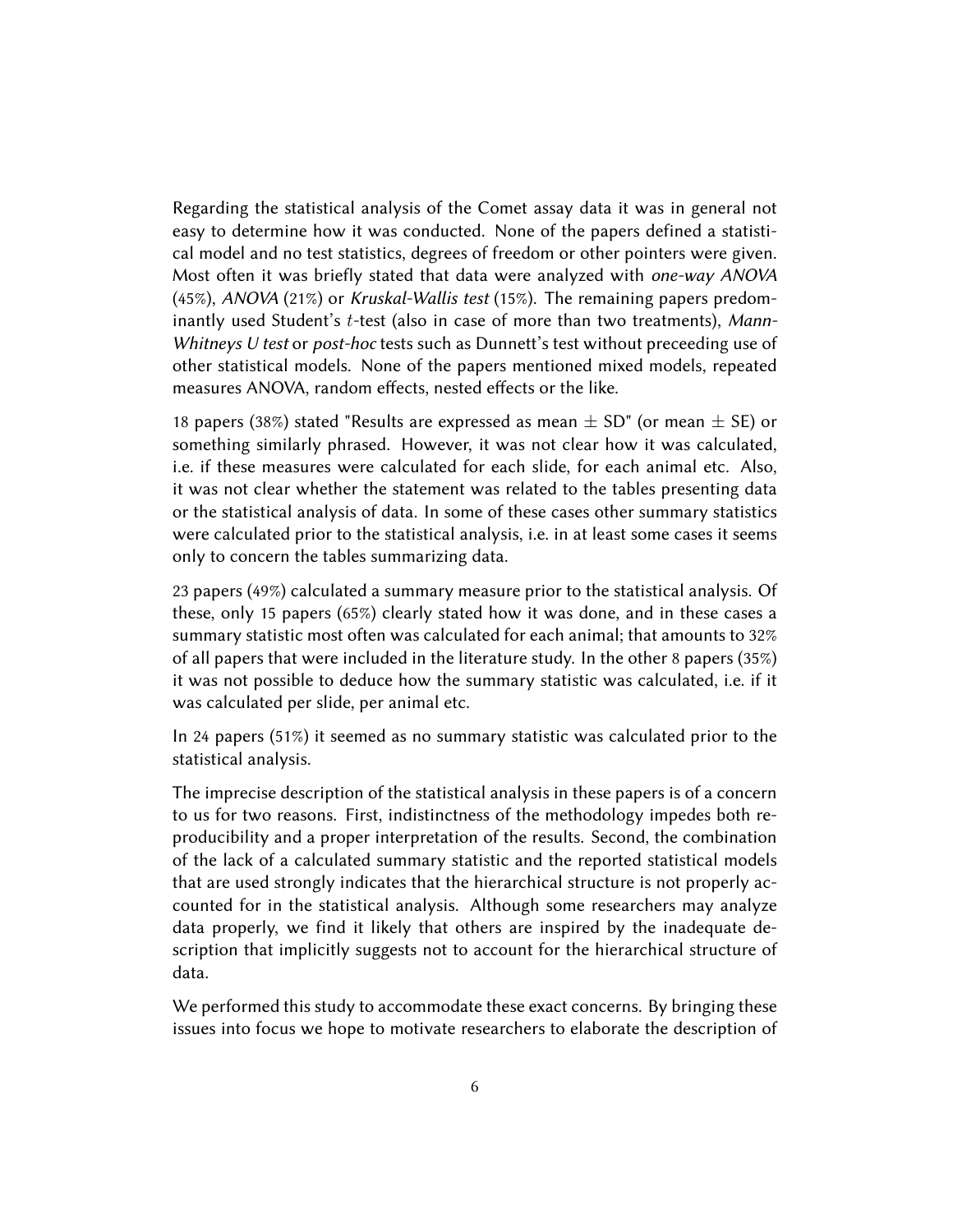Regarding the statistical analysis of the Comet assay data it was in general not easy to determine how it was conducted. None of the papers defined a statistical model and no test statistics, degrees of freedom or other pointers were given. Most often it was briefly stated that data were analyzed with *one-way ANOVA* (45%), *ANOVA* (21%) or *Kruskal-Wallis test* (15%). The remaining papers predominantly used Student's $t$-test (also in case of more than two treatments), *Mann-Whitneys U test* or *post-hoc* tests such as Dunnett's test without preceeding use of other statistical models. None of the papers mentioned mixed models, repeated measures ANOVA, random effects, nested effects or the like.

18 papers (38%) stated "Results are expressed as mean $\pm$ SD" (or mean $\pm$ SE) or something similarly phrased. However, it was not clear how it was calculated, i.e. if these measures were calculated for each slide, for each animal etc. Also, it was not clear whether the statement was related to the tables presenting data or the statistical analysis of data. In some of these cases other summary statistics were calculated prior to the statistical analysis, i.e. in at least some cases it seems only to concern the tables summarizing data.

23 papers (49%) calculated a summary measure prior to the statistical analysis. Of these, only 15 papers (65%) clearly stated how it was done, and in these cases a summary statistic most often was calculated for each animal; that amounts to 32% of all papers that were included in the literature study. In the other 8 papers (35%) it was not possible to deduce how the summary statistic was calculated, i.e. if it was calculated per slide, per animal etc.

In 24 papers (51%) it seemed as no summary statistic was calculated prior to the statistical analysis.

The imprecise description of the statistical analysis in these papers is of a concern to us for two reasons. First, indistinctness of the methodology impedes both reproducibility and a proper interpretation of the results. Second, the combination of the lack of a calculated summary statistic and the reported statistical models that are used strongly indicates that the hierarchical structure is not properly accounted for in the statistical analysis. Although some researchers may analyze data properly, we find it likely that others are inspired by the inadequate description that implicitly suggests not to account for the hierarchical structure of data.

We performed this study to accommodate these exact concerns. By bringing these issues into focus we hope to motivate researchers to elaborate the description of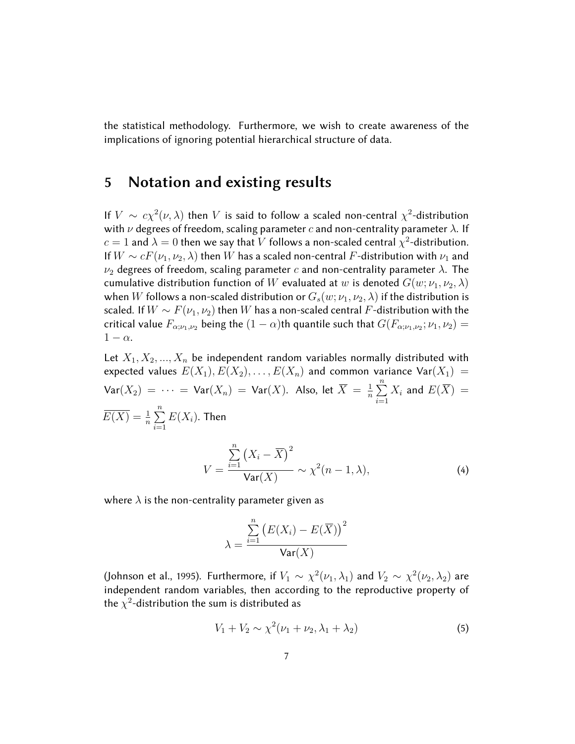the statistical methodology. Furthermore, we wish to create awareness of the implications of ignoring potential hierarchical structure of data.

## 5 Notation and existing results

If $V \sim c\chi^2(\nu, \lambda)$ then $V$ is said to follow a scaled non-central $\chi^2$-distribution with $\nu$ degrees of freedom, scaling parameter $c$ and non-centrality parameter $\lambda$. If $c = 1$ and $\lambda = 0$ then we say that $V$ follows a non-scaled central $\chi^2$-distribution. If $W \sim cF(\nu_1, \nu_2, \lambda)$ then $W$ has a scaled non-central $F$-distribution with $\nu_1$ and $\nu_2$ degrees of freedom, scaling parameter $c$ and non-centrality parameter $\lambda$. The cumulative distribution function of $W$ evaluated at $w$ is denoted $G(w; \nu_1, \nu_2, \lambda)$ when $W$ follows a non-scaled distribution or $G_s(w; \nu_1, \nu_2, \lambda)$ if the distribution is scaled. If $W \sim F(\nu_1, \nu_2)$ then $W$ has a non-scaled central $F$-distribution with the critical value $F_{\alpha;\nu_1,\nu_2}$ being the $(1-\alpha)$th quantile such that $G(F_{\alpha;\nu_1,\nu_2}; \nu_1, \nu_2) = 1 - \alpha$.

Let $X_1, X_2, ..., X_n$ be independent random variables normally distributed with expected values $E(X_1), E(X_2), \dots, E(X_n)$ and common variance $\mathsf{Var}(X_1) = \mathsf{Var}(X_2) = \cdots = \mathsf{Var}(X_n) = \mathsf{Var}(X)$. Also, let $\overline{X} = \frac{1}{n}\sum_{i=1}^{n} X_i$ and $E(\overline{X}) = \overline{E(X)} = \frac{1}{n}\sum_{i=1}^{n} E(X_i)$. Then

$$V = \frac{\sum_{i=1}^{n} \left(X_i - \overline{X}\right)^2}{\mathsf{Var}(X)} \sim \chi^2(n-1, \lambda), \tag{4}$$

where $\lambda$ is the non-centrality parameter given as

$$\lambda = \frac{\sum_{i=1}^{n} \left(E(X_i) - E(\overline{X})\right)^2}{\mathsf{Var}(X)}$$

(Johnson et al., 1995). Furthermore, if $V_1 \sim \chi^2(\nu_1, \lambda_1)$ and $V_2 \sim \chi^2(\nu_2, \lambda_2)$ are independent random variables, then according to the reproductive property of the $\chi^2$-distribution the sum is distributed as

$$V_1 + V_2 \sim \chi^2(\nu_1 + \nu_2, \lambda_1 + \lambda_2) \tag{5}$$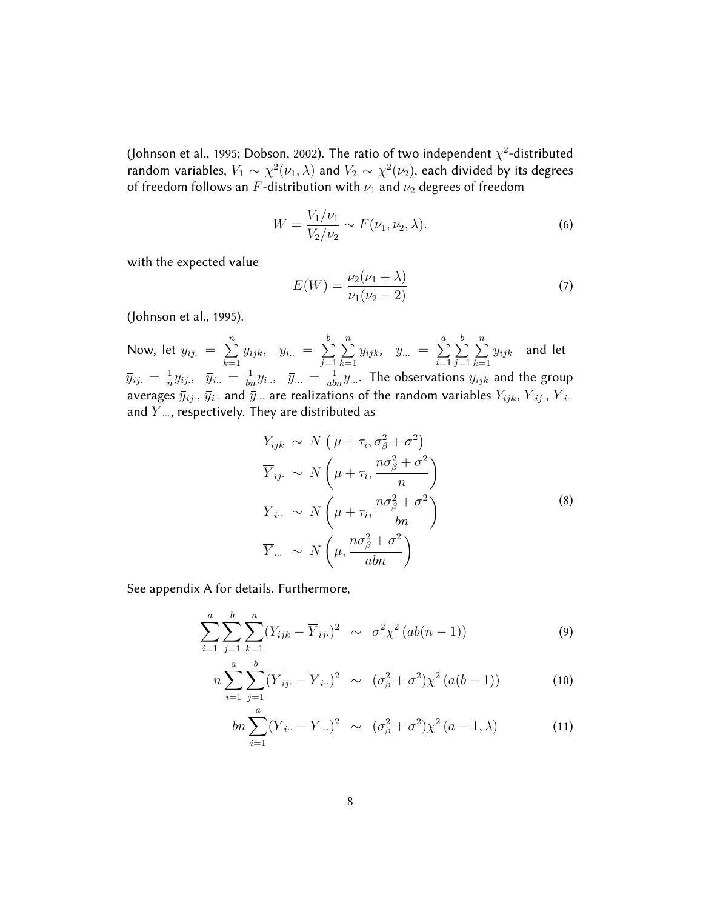(Johnson et al., 1995; Dobson, 2002). The ratio of two independent $\chi^2$-distributed random variables, $V_1 \sim \chi^2(\nu_1, \lambda)$ and $V_2 \sim \chi^2(\nu_2)$, each divided by its degrees of freedom follows an $F$-distribution with $\nu_1$ and $\nu_2$ degrees of freedom

$$W = \frac{V_1/\nu_1}{V_2/\nu_2} \sim F(\nu_1, \nu_2, \lambda). \tag{6}$$

with the expected value

$$E(W) = \frac{\nu_2(\nu_1 + \lambda)}{\nu_1(\nu_2 - 2)} \tag{7}$$

(Johnson et al., 1995).

Now, let $y_{ij.} = \sum_{k=1}^{n} y_{ijk}, \quad y_{i..} = \sum_{j=1}^{b}\sum_{k=1}^{n} y_{ijk}, \quad y_{...} = \sum_{i=1}^{a}\sum_{j=1}^{b}\sum_{k=1}^{n} y_{ijk}$ and let $\bar{y}_{ij.} = \frac{1}{n} y_{ij.}, \quad \bar{y}_{i..} = \frac{1}{bn} y_{i..}, \quad \bar{y}_{...} = \frac{1}{abn} y_{...}$. The observations $y_{ijk}$ and the group averages $\bar{y}_{ij\cdot}$, $\bar{y}_{i\cdot\cdot}$ and $\bar{y}_{\cdot\cdot\cdot}$ are realizations of the random variables $Y_{ijk}$, $\overline{Y}_{ij\cdot}$, $\overline{Y}_{i\cdot\cdot}$ and $\overline{Y}_{\ldots}$, respectively. They are distributed as

$$\begin{aligned}
Y_{ijk} &\sim N\left(\mu + \tau_i, \sigma_\beta^2 + \sigma^2\right) \\
\overline{Y}_{ij\cdot} &\sim N\left(\mu + \tau_i, \frac{n\sigma_\beta^2 + \sigma^2}{n}\right) \\
\overline{Y}_{i\cdot\cdot} &\sim N\left(\mu + \tau_i, \frac{n\sigma_\beta^2 + \sigma^2}{bn}\right) \\
\overline{Y}_{\ldots} &\sim N\left(\mu, \frac{n\sigma_\beta^2 + \sigma^2}{abn}\right)
\end{aligned} \tag{8}$$

See appendix A for details. Furthermore,

$$\sum_{i=1}^{a}\sum_{j=1}^{b}\sum_{k=1}^{n}(Y_{ijk} - \overline{Y}_{ij\cdot})^2 \quad \sim \quad \sigma^2\chi^2\left(ab(n-1)\right) \tag{9}$$

$$n\sum_{i=1}^{a}\sum_{j=1}^{b}(\overline{Y}_{ij\cdot} - \overline{Y}_{i\cdot\cdot})^2 \quad \sim \quad (\sigma_\beta^2 + \sigma^2)\chi^2\left(a(b-1)\right) \tag{10}$$

$$bn\sum_{i=1}^{a}(\overline{Y}_{i\cdot\cdot} - \overline{Y}_{\ldots})^2 \quad \sim \quad (\sigma_\beta^2 + \sigma^2)\chi^2\left(a-1, \lambda\right) \tag{11}$$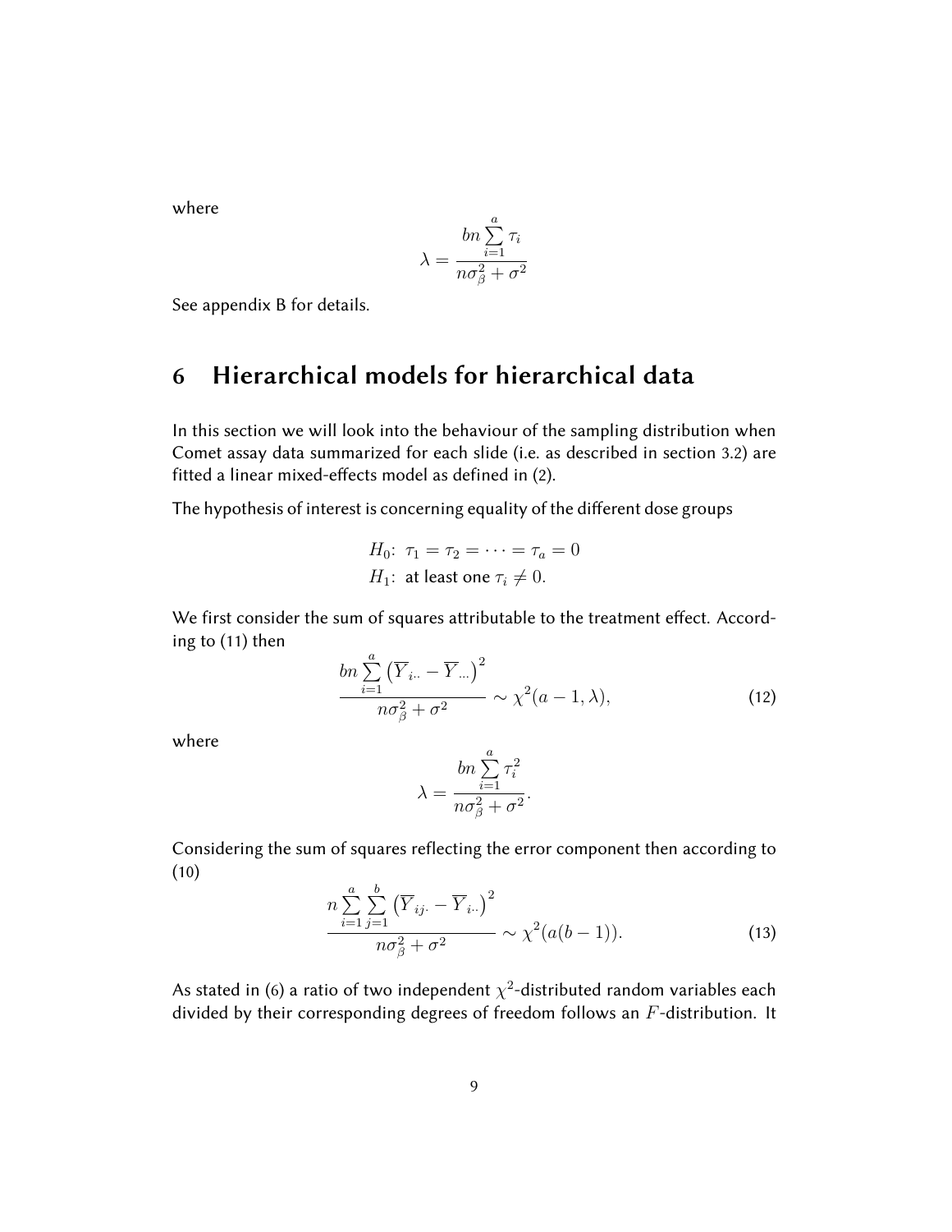where

$$\lambda = \frac{bn \sum_{i=1}^{a} \tau_i}{n\sigma_\beta^2 + \sigma^2}$$

See appendix B for details.

# 6 Hierarchical models for hierarchical data

In this section we will look into the behaviour of the sampling distribution when Comet assay data summarized for each slide (i.e. as described in section 3.2) are fitted a linear mixed-effects model as defined in (2).

The hypothesis of interest is concerning equality of the different dose groups

$$H_0\colon\ \tau_1 = \tau_2 = \cdots = \tau_a = 0$$
$$H_1\colon\ \text{at least one } \tau_i \neq 0.$$

We first consider the sum of squares attributable to the treatment effect. According to (11) then

$$\frac{bn \sum_{i=1}^{a} \left(\overline{Y}_{i\cdot\cdot} - \overline{Y}_{\cdot\cdot\cdot}\right)^2}{n\sigma_\beta^2 + \sigma^2} \sim \chi^2(a-1, \lambda), \tag{12}$$

where

$$\lambda = \frac{bn \sum_{i=1}^{a} \tau_i^2}{n\sigma_\beta^2 + \sigma^2}.$$

Considering the sum of squares reflecting the error component then according to (10)

$$\frac{n \sum_{i=1}^{a} \sum_{j=1}^{b} \left(\overline{Y}_{ij\cdot} - \overline{Y}_{i\cdot\cdot}\right)^2}{n\sigma_\beta^2 + \sigma^2} \sim \chi^2(a(b-1)). \tag{13}$$

As stated in (6) a ratio of two independent $\chi^2$-distributed random variables each divided by their corresponding degrees of freedom follows an $F$-distribution. It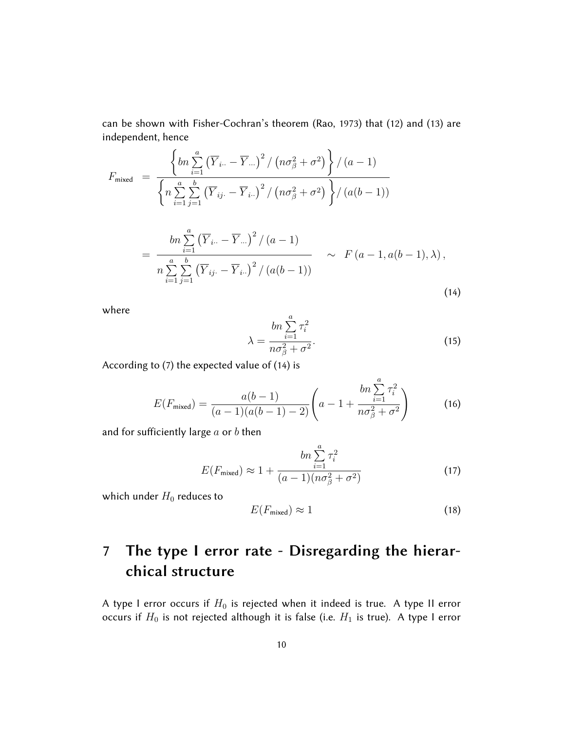can be shown with Fisher-Cochran's theorem (Rao, 1973) that (12) and (13) are independent, hence

$$
\begin{aligned}
F_{\text{mixed}} &= \frac{\left\{ bn \sum_{i=1}^{a} \left( \overline{Y}_{i\cdot\cdot} - \overline{Y}_{\cdot\cdot\cdot} \right)^2 / \left( n\sigma_\beta^2 + \sigma^2 \right) \right\} / (a-1)}{\left\{ n \sum_{i=1}^{a} \sum_{j=1}^{b} \left( \overline{Y}_{ij\cdot} - \overline{Y}_{i\cdot\cdot} \right)^2 / \left( n\sigma_\beta^2 + \sigma^2 \right) \right\} / (a(b-1))} \\
&= \frac{bn \sum_{i=1}^{a} \left( \overline{Y}_{i\cdot\cdot} - \overline{Y}_{\cdot\cdot\cdot} \right)^2 / (a-1)}{n \sum_{i=1}^{a} \sum_{j=1}^{b} \left( \overline{Y}_{ij\cdot} - \overline{Y}_{i\cdot\cdot} \right)^2 / (a(b-1))} \quad \sim \quad F\left(a-1, a(b-1), \lambda\right),
\end{aligned}
\tag{14}
$$

where

$$
\lambda = \frac{bn \sum_{i=1}^{a} \tau_i^2}{n\sigma_\beta^2 + \sigma^2}. \tag{15}
$$

According to (7) the expected value of (14) is

$$
E(F_{\text{mixed}}) = \frac{a(b-1)}{(a-1)(a(b-1)-2)} \left( a - 1 + \frac{bn \sum_{i=1}^{a} \tau_i^2}{n\sigma_\beta^2 + \sigma^2} \right) \tag{16}
$$

and for sufficiently large $a$ or $b$ then

$$
E(F_{\text{mixed}}) \approx 1 + \frac{bn \sum_{i=1}^{a} \tau_i^2}{(a-1)(n\sigma_\beta^2 + \sigma^2)} \tag{17}
$$

which under $H_0$ reduces to

$$
E(F_{\text{mixed}}) \approx 1 \tag{18}
$$

## 7 The type I error rate - Disregarding the hierarchical structure

A type I error occurs if $H_0$ is rejected when it indeed is true. A type II error occurs if $H_0$ is not rejected although it is false (i.e. $H_1$ is true). A type I error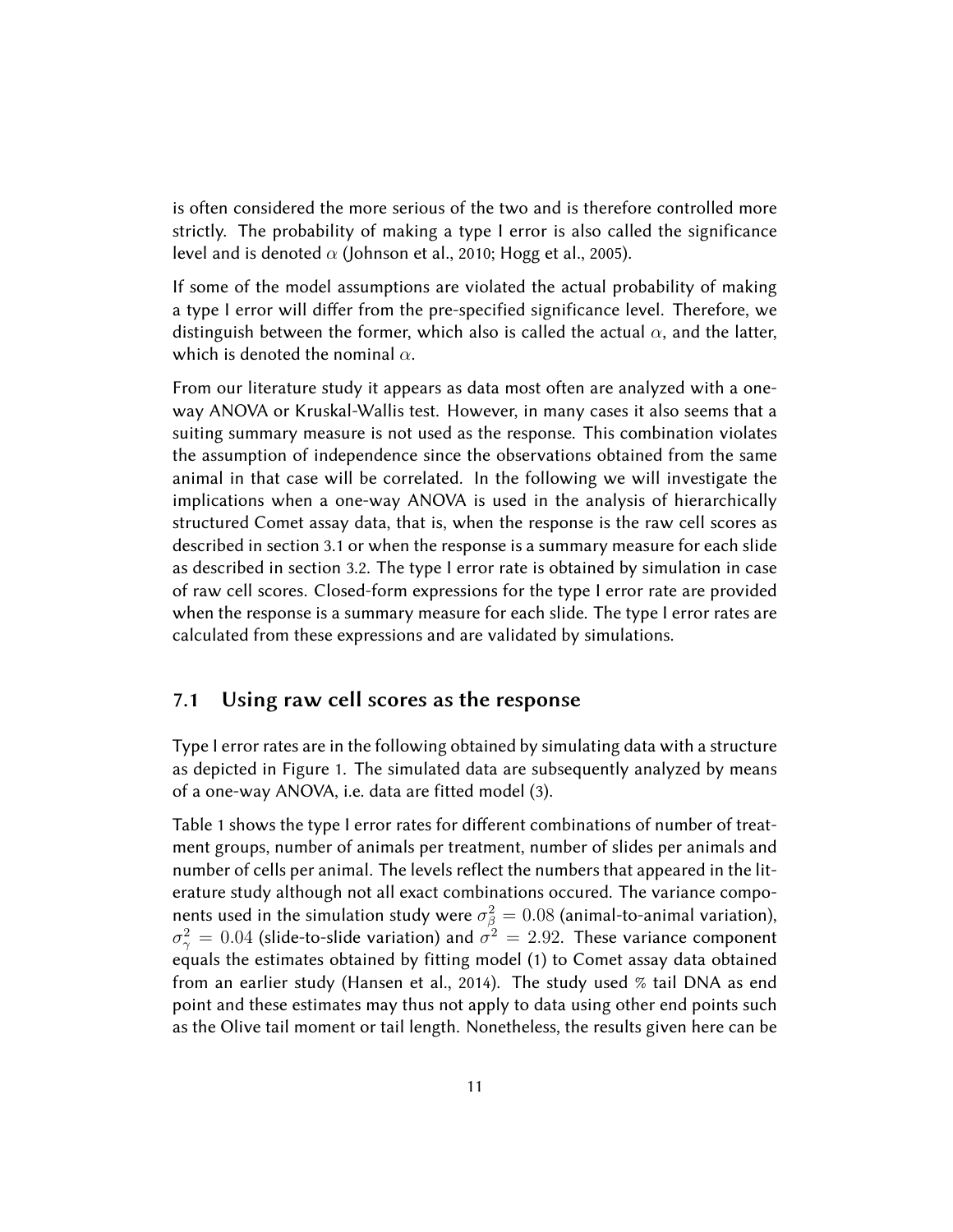is often considered the more serious of the two and is therefore controlled more strictly. The probability of making a type I error is also called the significance level and is denoted $\alpha$ (Johnson et al., 2010; Hogg et al., 2005).

If some of the model assumptions are violated the actual probability of making a type I error will differ from the pre-specified significance level. Therefore, we distinguish between the former, which also is called the actual $\alpha$, and the latter, which is denoted the nominal $\alpha$.

From our literature study it appears as data most often are analyzed with a one-way ANOVA or Kruskal-Wallis test. However, in many cases it also seems that a suiting summary measure is not used as the response. This combination violates the assumption of independence since the observations obtained from the same animal in that case will be correlated. In the following we will investigate the implications when a one-way ANOVA is used in the analysis of hierarchically structured Comet assay data, that is, when the response is the raw cell scores as described in section 3.1 or when the response is a summary measure for each slide as described in section 3.2. The type I error rate is obtained by simulation in case of raw cell scores. Closed-form expressions for the type I error rate are provided when the response is a summary measure for each slide. The type I error rates are calculated from these expressions and are validated by simulations.

## 7.1 Using raw cell scores as the response

Type I error rates are in the following obtained by simulating data with a structure as depicted in Figure 1. The simulated data are subsequently analyzed by means of a one-way ANOVA, i.e. data are fitted model (3).

Table 1 shows the type I error rates for different combinations of number of treatment groups, number of animals per treatment, number of slides per animals and number of cells per animal. The levels reflect the numbers that appeared in the literature study although not all exact combinations occured. The variance components used in the simulation study were $\sigma_\beta^2 = 0.08$ (animal-to-animal variation), $\sigma_\gamma^2 = 0.04$ (slide-to-slide variation) and $\sigma^2 = 2.92$. These variance component equals the estimates obtained by fitting model (1) to Comet assay data obtained from an earlier study (Hansen et al., 2014). The study used % tail DNA as end point and these estimates may thus not apply to data using other end points such as the Olive tail moment or tail length. Nonetheless, the results given here can be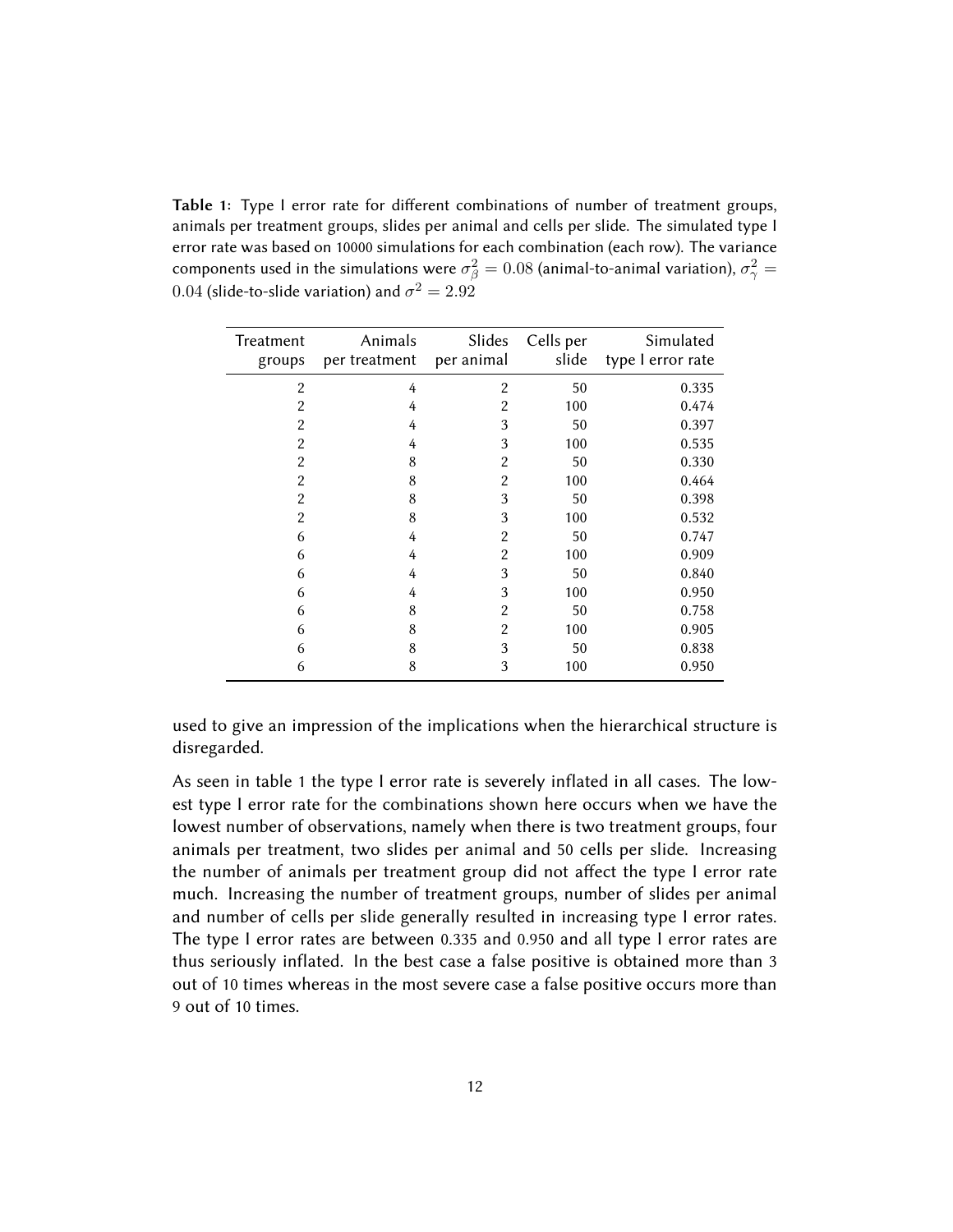**Table 1:** Type I error rate for different combinations of number of treatment groups, animals per treatment groups, slides per animal and cells per slide. The simulated type I error rate was based on 10000 simulations for each combination (each row). The variance components used in the simulations were $\sigma_{\beta}^2 = 0.08$ (animal-to-animal variation), $\sigma_{\gamma}^2 = 0.04$ (slide-to-slide variation) and $\sigma^2 = 2.92$

| Treatment groups | Animals per treatment | Slides per animal | Cells per slide | Simulated type I error rate |
|---:|---:|---:|---:|---:|
| 2 | 4 | 2 | 50 | 0.335 |
| 2 | 4 | 2 | 100 | 0.474 |
| 2 | 4 | 3 | 50 | 0.397 |
| 2 | 4 | 3 | 100 | 0.535 |
| 2 | 8 | 2 | 50 | 0.330 |
| 2 | 8 | 2 | 100 | 0.464 |
| 2 | 8 | 3 | 50 | 0.398 |
| 2 | 8 | 3 | 100 | 0.532 |
| 6 | 4 | 2 | 50 | 0.747 |
| 6 | 4 | 2 | 100 | 0.909 |
| 6 | 4 | 3 | 50 | 0.840 |
| 6 | 4 | 3 | 100 | 0.950 |
| 6 | 8 | 2 | 50 | 0.758 |
| 6 | 8 | 2 | 100 | 0.905 |
| 6 | 8 | 3 | 50 | 0.838 |
| 6 | 8 | 3 | 100 | 0.950 |

used to give an impression of the implications when the hierarchical structure is disregarded.

As seen in table 1 the type I error rate is severely inflated in all cases. The lowest type I error rate for the combinations shown here occurs when we have the lowest number of observations, namely when there is two treatment groups, four animals per treatment, two slides per animal and 50 cells per slide. Increasing the number of animals per treatment group did not affect the type I error rate much. Increasing the number of treatment groups, number of slides per animal and number of cells per slide generally resulted in increasing type I error rates. The type I error rates are between 0.335 and 0.950 and all type I error rates are thus seriously inflated. In the best case a false positive is obtained more than 3 out of 10 times whereas in the most severe case a false positive occurs more than 9 out of 10 times.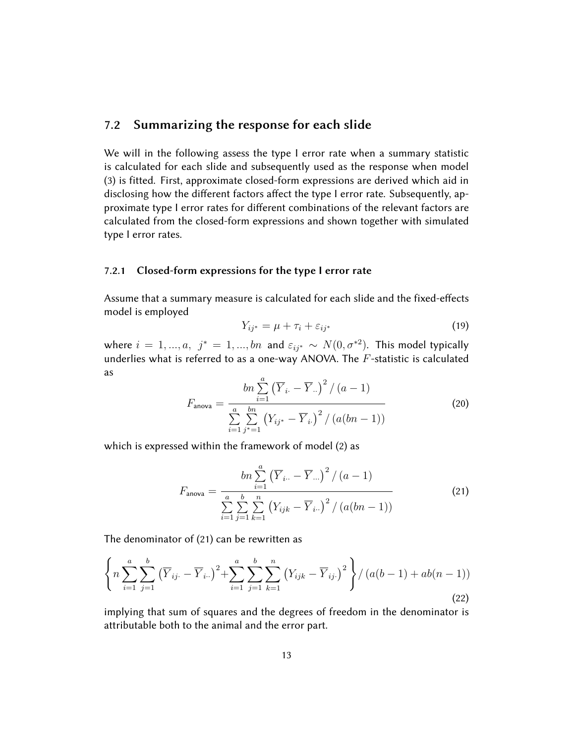## 7.2 Summarizing the response for each slide

We will in the following assess the type I error rate when a summary statistic is calculated for each slide and subsequently used as the response when model (3) is fitted. First, approximate closed-form expressions are derived which aid in disclosing how the different factors affect the type I error rate. Subsequently, approximate type I error rates for different combinations of the relevant factors are calculated from the closed-form expressions and shown together with simulated type I error rates.

### 7.2.1 Closed-form expressions for the type I error rate

Assume that a summary measure is calculated for each slide and the fixed-effects model is employed

$$Y_{ij^*} = \mu + \tau_i + \varepsilon_{ij^*} \tag{19}$$

where $i = 1, ..., a,\ j^* = 1, ..., bn$ and $\varepsilon_{ij^*} \sim N(0, \sigma^{*2})$. This model typically underlies what is referred to as a one-way ANOVA. The $F$-statistic is calculated as

$$F_{\text{anova}} = \frac{bn \sum_{i=1}^{a} \left( \overline{Y}_{i \cdot} - \overline{Y}_{\cdot \cdot} \right)^2 / (a-1)}{\sum_{i=1}^{a} \sum_{j^*=1}^{bn} \left( Y_{ij^*} - \overline{Y}_{i \cdot} \right)^2 / (a(bn-1))} \tag{20}$$

which is expressed within the framework of model (2) as

$$F_{\text{anova}} = \frac{bn \sum_{i=1}^{a} \left( \overline{Y}_{i \cdot \cdot} - \overline{Y}_{\cdot \cdot \cdot} \right)^2 / (a-1)}{\sum_{i=1}^{a} \sum_{j=1}^{b} \sum_{k=1}^{n} \left( Y_{ijk} - \overline{Y}_{i \cdot \cdot} \right)^2 / (a(bn-1))} \tag{21}$$

The denominator of (21) can be rewritten as

$$\left\{ n \sum_{i=1}^{a} \sum_{j=1}^{b} \left( \overline{Y}_{ij \cdot} - \overline{Y}_{i \cdot \cdot} \right)^2 + \sum_{i=1}^{a} \sum_{j=1}^{b} \sum_{k=1}^{n} \left( Y_{ijk} - \overline{Y}_{ij \cdot} \right)^2 \right\} / \left( a(b-1) + ab(n-1) \right) \tag{22}$$

implying that sum of squares and the degrees of freedom in the denominator is attributable both to the animal and the error part.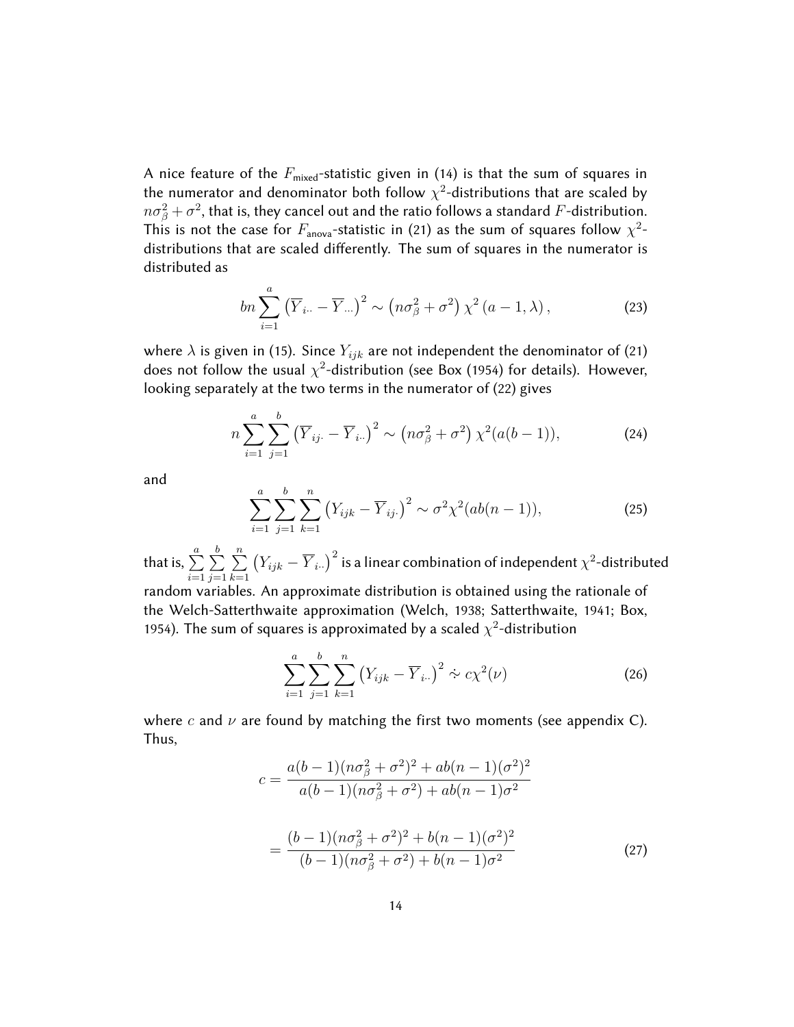A nice feature of the $F_{\text{mixed}}$-statistic given in (14) is that the sum of squares in the numerator and denominator both follow $\chi^2$-distributions that are scaled by $n\sigma_\beta^2 + \sigma^2$, that is, they cancel out and the ratio follows a standard $F$-distribution. This is not the case for $F_{\text{anova}}$-statistic in (21) as the sum of squares follow $\chi^2$-distributions that are scaled differently. The sum of squares in the numerator is distributed as

$$bn \sum_{i=1}^{a} \left(\overline{Y}_{i\cdot\cdot} - \overline{Y}_{\cdot\cdot\cdot}\right)^2 \sim \left(n\sigma_\beta^2 + \sigma^2\right) \chi^2 \left(a-1, \lambda\right), \tag{23}$$

where $\lambda$ is given in (15). Since $Y_{ijk}$ are not independent the denominator of (21) does not follow the usual $\chi^2$-distribution (see Box (1954) for details). However, looking separately at the two terms in the numerator of (22) gives

$$n \sum_{i=1}^{a} \sum_{j=1}^{b} \left(\overline{Y}_{ij\cdot} - \overline{Y}_{i\cdot\cdot}\right)^2 \sim \left(n\sigma_\beta^2 + \sigma^2\right) \chi^2(a(b-1)), \tag{24}$$

and

$$\sum_{i=1}^{a} \sum_{j=1}^{b} \sum_{k=1}^{n} \left(Y_{ijk} - \overline{Y}_{ij\cdot}\right)^2 \sim \sigma^2 \chi^2(ab(n-1)), \tag{25}$$

that is, $\sum_{i=1}^{a} \sum_{j=1}^{b} \sum_{k=1}^{n} \left(Y_{ijk} - \overline{Y}_{i\cdot\cdot}\right)^2$ is a linear combination of independent $\chi^2$-distributed random variables. An approximate distribution is obtained using the rationale of the Welch-Satterthwaite approximation (Welch, 1938; Satterthwaite, 1941; Box, 1954). The sum of squares is approximated by a scaled $\chi^2$-distribution

$$\sum_{i=1}^{a} \sum_{j=1}^{b} \sum_{k=1}^{n} \left(Y_{ijk} - \overline{Y}_{i\cdot\cdot}\right)^2 \mathrel{\dot{\sim}} c\chi^2(\nu) \tag{26}$$

where $c$ and $\nu$ are found by matching the first two moments (see appendix C). Thus,

$$\begin{aligned} c &= \frac{a(b-1)(n\sigma_\beta^2 + \sigma^2)^2 + ab(n-1)(\sigma^2)^2}{a(b-1)(n\sigma_\beta^2 + \sigma^2) + ab(n-1)\sigma^2} \\ &= \frac{(b-1)(n\sigma_\beta^2 + \sigma^2)^2 + b(n-1)(\sigma^2)^2}{(b-1)(n\sigma_\beta^2 + \sigma^2) + b(n-1)\sigma^2} \end{aligned} \tag{27}$$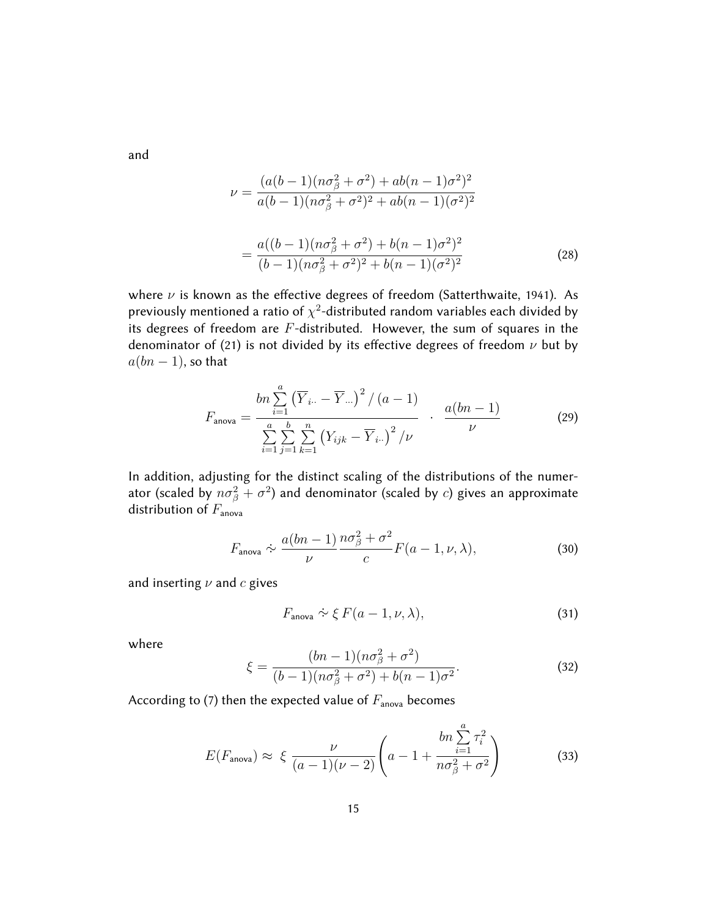and

$$\nu = \frac{(a(b-1)(n\sigma_\beta^2 + \sigma^2) + ab(n-1)\sigma^2)^2}{a(b-1)(n\sigma_\beta^2 + \sigma^2)^2 + ab(n-1)(\sigma^2)^2}$$

$$= \frac{a((b-1)(n\sigma_\beta^2 + \sigma^2) + b(n-1)\sigma^2)^2}{(b-1)(n\sigma_\beta^2 + \sigma^2)^2 + b(n-1)(\sigma^2)^2} \tag{28}$$

where $\nu$ is known as the effective degrees of freedom (Satterthwaite, 1941). As previously mentioned a ratio of $\chi^2$-distributed random variables each divided by its degrees of freedom are $F$-distributed. However, the sum of squares in the denominator of (21) is not divided by its effective degrees of freedom $\nu$ but by $a(bn-1)$, so that

$$F_{\text{anova}} = \frac{bn \sum_{i=1}^{a} \left(\overline{Y}_{i\cdot\cdot} - \overline{Y}_{\cdot\cdot\cdot}\right)^2 / (a-1)}{\sum_{i=1}^{a} \sum_{j=1}^{b} \sum_{k=1}^{n} \left(Y_{ijk} - \overline{Y}_{i\cdot\cdot}\right)^2 / \nu} \quad \cdot \quad \frac{a(bn-1)}{\nu} \tag{29}$$

In addition, adjusting for the distinct scaling of the distributions of the numerator (scaled by $n\sigma_\beta^2 + \sigma^2$) and denominator (scaled by $c$) gives an approximate distribution of $F_{\text{anova}}$

$$F_{\text{anova}} \mathrel{\dot\sim} \frac{a(bn-1)}{\nu} \frac{n\sigma_\beta^2 + \sigma^2}{c} F(a-1, \nu, \lambda), \tag{30}$$

and inserting $\nu$ and $c$ gives

$$F_{\text{anova}} \mathrel{\dot\sim} \xi \, F(a-1, \nu, \lambda), \tag{31}$$

where

$$\xi = \frac{(bn-1)(n\sigma_\beta^2 + \sigma^2)}{(b-1)(n\sigma_\beta^2 + \sigma^2) + b(n-1)\sigma^2}. \tag{32}$$

According to (7) then the expected value of $F_{\text{anova}}$ becomes

$$E(F_{\text{anova}}) \approx \; \xi \, \frac{\nu}{(a-1)(\nu-2)} \left( a - 1 + \frac{bn \sum_{i=1}^{a} \tau_i^2}{n\sigma_\beta^2 + \sigma^2} \right) \tag{33}$$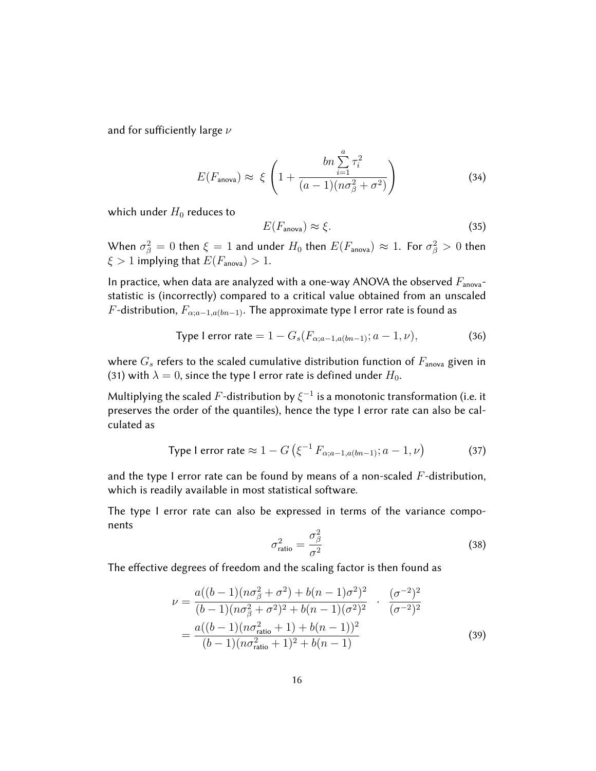and for sufficiently large $\nu$

$$E(F_{\text{anova}}) \approx \; \xi \left( 1 + \frac{bn \sum_{i=1}^{a} \tau_i^2}{(a-1)(n\sigma_\beta^2 + \sigma^2)} \right) \tag{34}$$

which under $H_0$ reduces to

$$E(F_{\text{anova}}) \approx \xi. \tag{35}$$

When $\sigma_\beta^2 = 0$ then $\xi = 1$ and under $H_0$ then $E(F_{\text{anova}}) \approx 1$. For $\sigma_\beta^2 > 0$ then $\xi > 1$ implying that $E(F_{\text{anova}}) > 1$.

In practice, when data are analyzed with a one-way ANOVA the observed $F_{\text{anova}}$-statistic is (incorrectly) compared to a critical value obtained from an unscaled $F$-distribution, $F_{\alpha;a-1,a(bn-1)}$. The approximate type I error rate is found as

$$\text{Type I error rate} = 1 - G_s(F_{\alpha;a-1,a(bn-1)}; a-1, \nu), \tag{36}$$

where $G_s$ refers to the scaled cumulative distribution function of $F_{\text{anova}}$ given in (31) with $\lambda = 0$, since the type I error rate is defined under $H_0$.

Multiplying the scaled $F$-distribution by $\xi^{-1}$ is a monotonic transformation (i.e. it preserves the order of the quantiles), hence the type I error rate can also be calculated as

$$\text{Type I error rate} \approx 1 - G\left(\xi^{-1}\, F_{\alpha;a-1,a(bn-1)}; a-1, \nu\right) \tag{37}$$

and the type I error rate can be found by means of a non-scaled $F$-distribution, which is readily available in most statistical software.

The type I error rate can also be expressed in terms of the variance components

$$\sigma_{\text{ratio}}^2 = \frac{\sigma_\beta^2}{\sigma^2} \tag{38}$$

The effective degrees of freedom and the scaling factor is then found as

$$\begin{aligned} \nu &= \frac{a((b-1)(n\sigma_\beta^2 + \sigma^2) + b(n-1)\sigma^2)^2}{(b-1)(n\sigma_\beta^2 + \sigma^2)^2 + b(n-1)(\sigma^2)^2} \quad \cdot \quad \frac{(\sigma^{-2})^2}{(\sigma^{-2})^2} \\ &= \frac{a((b-1)(n\sigma_{\text{ratio}}^2 + 1) + b(n-1))^2}{(b-1)(n\sigma_{\text{ratio}}^2 + 1)^2 + b(n-1)} \end{aligned} \tag{39}$$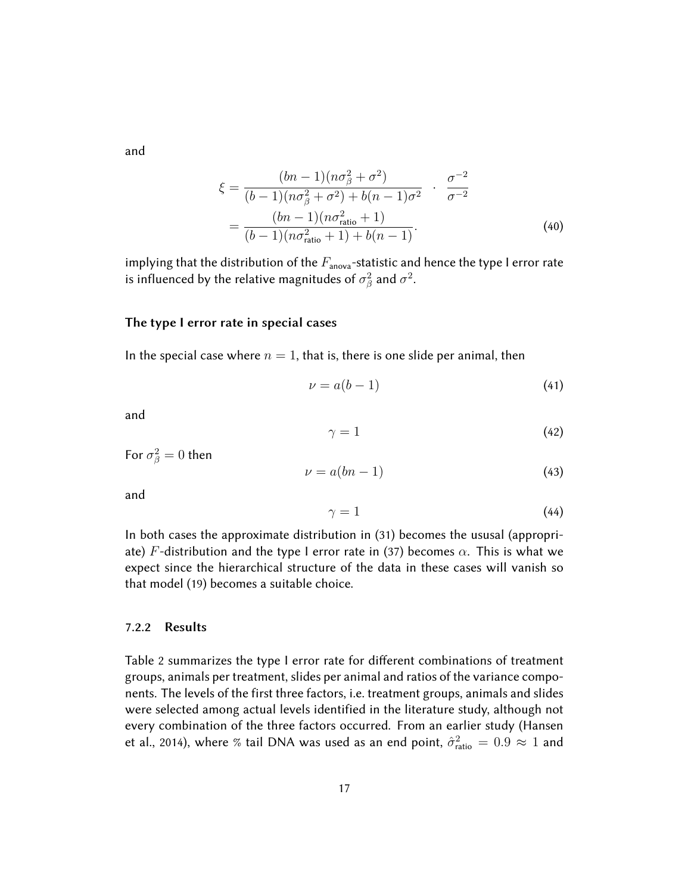and

$$
\begin{aligned}
\xi &= \frac{(bn-1)(n\sigma_\beta^2+\sigma^2)}{(b-1)(n\sigma_\beta^2+\sigma^2)+b(n-1)\sigma^2} \quad \cdot \quad \frac{\sigma^{-2}}{\sigma^{-2}} \\
&= \frac{(bn-1)(n\sigma_{\text{ratio}}^2+1)}{(b-1)(n\sigma_{\text{ratio}}^2+1)+b(n-1)}.
\end{aligned}
\tag{40}
$$

implying that the distribution of the $F_{\text{anova}}$-statistic and hence the type I error rate is influenced by the relative magnitudes of $\sigma_\beta^2$ and $\sigma^2$.

### The type I error rate in special cases

In the special case where $n = 1$, that is, there is one slide per animal, then

$$\nu = a(b-1) \tag{41}$$

and

$$\gamma = 1 \tag{42}$$

For $\sigma_\beta^2 = 0$ then

$$\nu = a(bn-1) \tag{43}$$

and

$$\gamma = 1 \tag{44}$$

In both cases the approximate distribution in (31) becomes the ususal (appropriate) $F$-distribution and the type I error rate in (37) becomes $\alpha$. This is what we expect since the hierarchical structure of the data in these cases will vanish so that model (19) becomes a suitable choice.

### 7.2.2 Results

Table 2 summarizes the type I error rate for different combinations of treatment groups, animals per treatment, slides per animal and ratios of the variance components. The levels of the first three factors, i.e. treatment groups, animals and slides were selected among actual levels identified in the literature study, although not every combination of the three factors occurred. From an earlier study (Hansen et al., 2014), where % tail DNA was used as an end point, $\hat{\sigma}_{\text{ratio}}^2 = 0.9 \approx 1$ and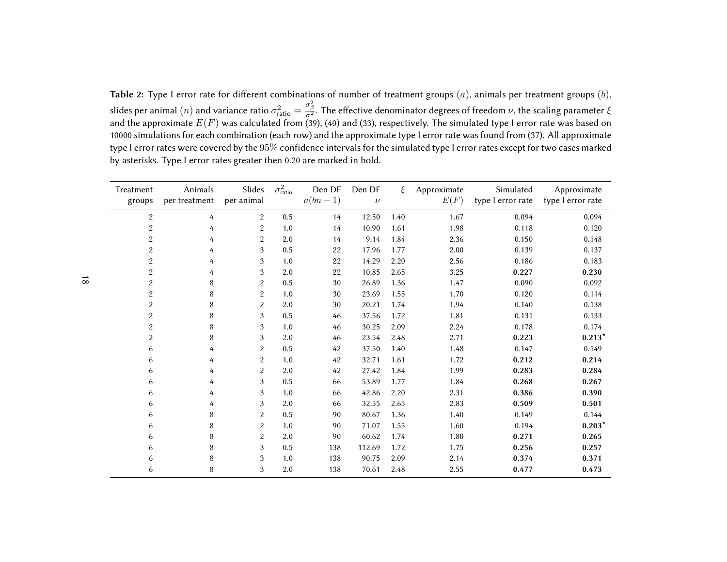**Table 2:** Type I error rate for different combinations of number of treatment groups ($a$), animals per treatment groups ($b$), slides per animal ($n$) and variance ratio $\sigma^2_{\text{ratio}} = \frac{\sigma^2_\beta}{\sigma^2}$. The effective denominator degrees of freedom $\nu$, the scaling parameter $\xi$ and the approximate $E(F)$ was calculated from (39), (40) and (33), respectively. The simulated type I error rate was based on 10000 simulations for each combination (each row) and the approximate type I error rate was found from (37). All approximate type I error rates were covered by the 95% confidence intervals for the simulated type I error rates except for two cases marked by asterisks. Type I error rates greater then 0.20 are marked in bold.

| Treatment groups | Animals per treatment | Slides per animal | $\sigma^2_{\text{ratio}}$ | Den DF $a(bn-1)$ | Den DF $\nu$ | $\xi$ | Approximate $E(F)$ | Simulated type I error rate | Approximate type I error rate |
|---|---|---|---|---|---|---|---|---|---|
| 2 | 4 | 2 | 0.5 | 14 | 12.50 | 1.40 | 1.67 | 0.094 | 0.094 |
| 2 | 4 | 2 | 1.0 | 14 | 10.90 | 1.61 | 1.98 | 0.118 | 0.120 |
| 2 | 4 | 2 | 2.0 | 14 | 9.14 | 1.84 | 2.36 | 0.150 | 0.148 |
| 2 | 4 | 3 | 0.5 | 22 | 17.96 | 1.77 | 2.00 | 0.139 | 0.137 |
| 2 | 4 | 3 | 1.0 | 22 | 14.29 | 2.20 | 2.56 | 0.186 | 0.183 |
| 2 | 4 | 3 | 2.0 | 22 | 10.85 | 2.65 | 3.25 | **0.227** | **0.230** |
| 2 | 8 | 2 | 0.5 | 30 | 26.89 | 1.36 | 1.47 | 0.090 | 0.092 |
| 2 | 8 | 2 | 1.0 | 30 | 23.69 | 1.55 | 1.70 | 0.120 | 0.114 |
| 2 | 8 | 2 | 2.0 | 30 | 20.21 | 1.74 | 1.94 | 0.140 | 0.138 |
| 2 | 8 | 3 | 0.5 | 46 | 37.56 | 1.72 | 1.81 | 0.131 | 0.133 |
| 2 | 8 | 3 | 1.0 | 46 | 30.25 | 2.09 | 2.24 | 0.178 | 0.174 |
| 2 | 8 | 3 | 2.0 | 46 | 23.54 | 2.48 | 2.71 | **0.223** | **0.213*** |
| 6 | 4 | 2 | 0.5 | 42 | 37.50 | 1.40 | 1.48 | 0.147 | 0.149 |
| 6 | 4 | 2 | 1.0 | 42 | 32.71 | 1.61 | 1.72 | **0.212** | **0.214** |
| 6 | 4 | 2 | 2.0 | 42 | 27.42 | 1.84 | 1.99 | **0.283** | **0.284** |
| 6 | 4 | 3 | 0.5 | 66 | 53.89 | 1.77 | 1.84 | **0.268** | **0.267** |
| 6 | 4 | 3 | 1.0 | 66 | 42.86 | 2.20 | 2.31 | **0.386** | **0.390** |
| 6 | 4 | 3 | 2.0 | 66 | 32.55 | 2.65 | 2.83 | **0.509** | **0.501** |
| 6 | 8 | 2 | 0.5 | 90 | 80.67 | 1.36 | 1.40 | 0.149 | 0.144 |
| 6 | 8 | 2 | 1.0 | 90 | 71.07 | 1.55 | 1.60 | 0.194 | **0.203*** |
| 6 | 8 | 2 | 2.0 | 90 | 60.62 | 1.74 | 1.80 | **0.271** | **0.265** |
| 6 | 8 | 3 | 0.5 | 138 | 112.69 | 1.72 | 1.75 | **0.256** | **0.257** |
| 6 | 8 | 3 | 1.0 | 138 | 90.75 | 2.09 | 2.14 | **0.374** | **0.371** |
| 6 | 8 | 3 | 2.0 | 138 | 70.61 | 2.48 | 2.55 | **0.477** | **0.473** |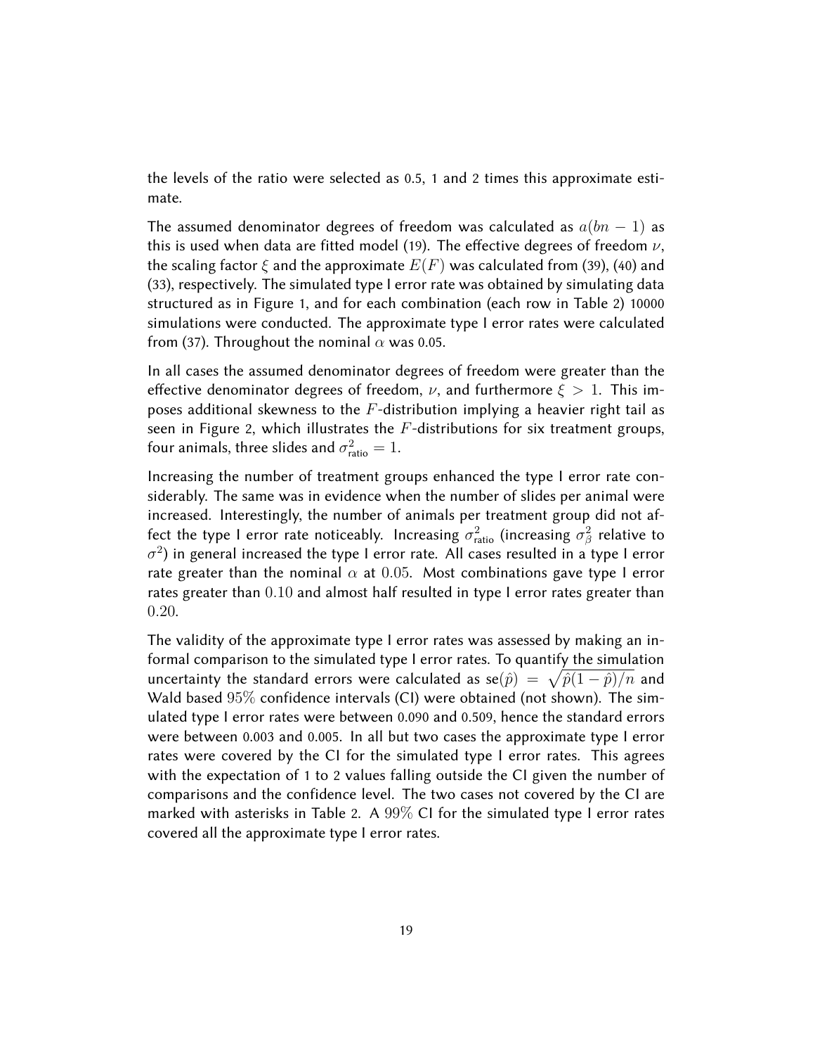the levels of the ratio were selected as 0.5, 1 and 2 times this approximate estimate.

The assumed denominator degrees of freedom was calculated as $a(bn-1)$ as this is used when data are fitted model (19). The effective degrees of freedom $\nu$, the scaling factor $\xi$ and the approximate $E(F)$ was calculated from (39), (40) and (33), respectively. The simulated type I error rate was obtained by simulating data structured as in Figure 1, and for each combination (each row in Table 2) 10000 simulations were conducted. The approximate type I error rates were calculated from (37). Throughout the nominal $\alpha$ was 0.05.

In all cases the assumed denominator degrees of freedom were greater than the effective denominator degrees of freedom, $\nu$, and furthermore $\xi > 1$. This imposes additional skewness to the $F$-distribution implying a heavier right tail as seen in Figure 2, which illustrates the $F$-distributions for six treatment groups, four animals, three slides and $\sigma^2_{\text{ratio}} = 1$.

Increasing the number of treatment groups enhanced the type I error rate considerably. The same was in evidence when the number of slides per animal were increased. Interestingly, the number of animals per treatment group did not affect the type I error rate noticeably. Increasing $\sigma^2_{\text{ratio}}$ (increasing $\sigma^2_\beta$ relative to $\sigma^2$) in general increased the type I error rate. All cases resulted in a type I error rate greater than the nominal $\alpha$ at $0.05$. Most combinations gave type I error rates greater than $0.10$ and almost half resulted in type I error rates greater than $0.20$.

The validity of the approximate type I error rates was assessed by making an informal comparison to the simulated type I error rates. To quantify the simulation uncertainty the standard errors were calculated as $\text{se}(\hat{p}) = \sqrt{\hat{p}(1-\hat{p})/n}$ and Wald based $95\%$ confidence intervals (CI) were obtained (not shown). The simulated type I error rates were between 0.090 and 0.509, hence the standard errors were between 0.003 and 0.005. In all but two cases the approximate type I error rates were covered by the CI for the simulated type I error rates. This agrees with the expectation of 1 to 2 values falling outside the CI given the number of comparisons and the confidence level. The two cases not covered by the CI are marked with asterisks in Table 2. A $99\%$ CI for the simulated type I error rates covered all the approximate type I error rates.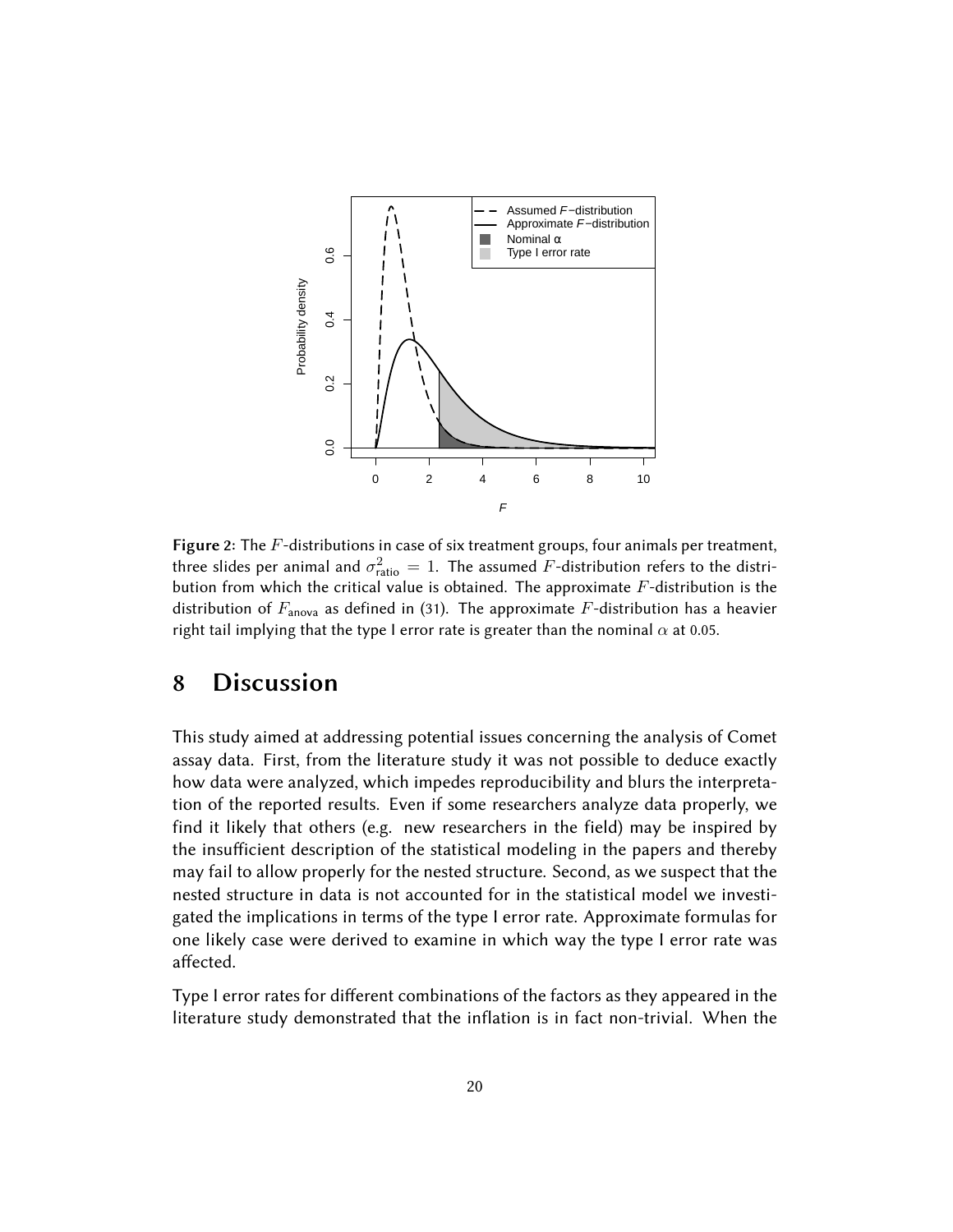**Figure 2:** The $F$-distributions in case of six treatment groups, four animals per treatment, three slides per animal and $\sigma^2_{\text{ratio}} = 1$. The assumed $F$-distribution refers to the distribution from which the critical value is obtained. The approximate $F$-distribution is the distribution of $F_{\text{anova}}$ as defined in (31). The approximate $F$-distribution has a heavier right tail implying that the type I error rate is greater than the nominal $\alpha$ at 0.05.

# 8 Discussion

This study aimed at addressing potential issues concerning the analysis of Comet assay data. First, from the literature study it was not possible to deduce exactly how data were analyzed, which impedes reproducibility and blurs the interpretation of the reported results. Even if some researchers analyze data properly, we find it likely that others (e.g. new researchers in the field) may be inspired by the insufficient description of the statistical modeling in the papers and thereby may fail to allow properly for the nested structure. Second, as we suspect that the nested structure in data is not accounted for in the statistical model we investigated the implications in terms of the type I error rate. Approximate formulas for one likely case were derived to examine in which way the type I error rate was affected.

Type I error rates for different combinations of the factors as they appeared in the literature study demonstrated that the inflation is in fact non-trivial. When the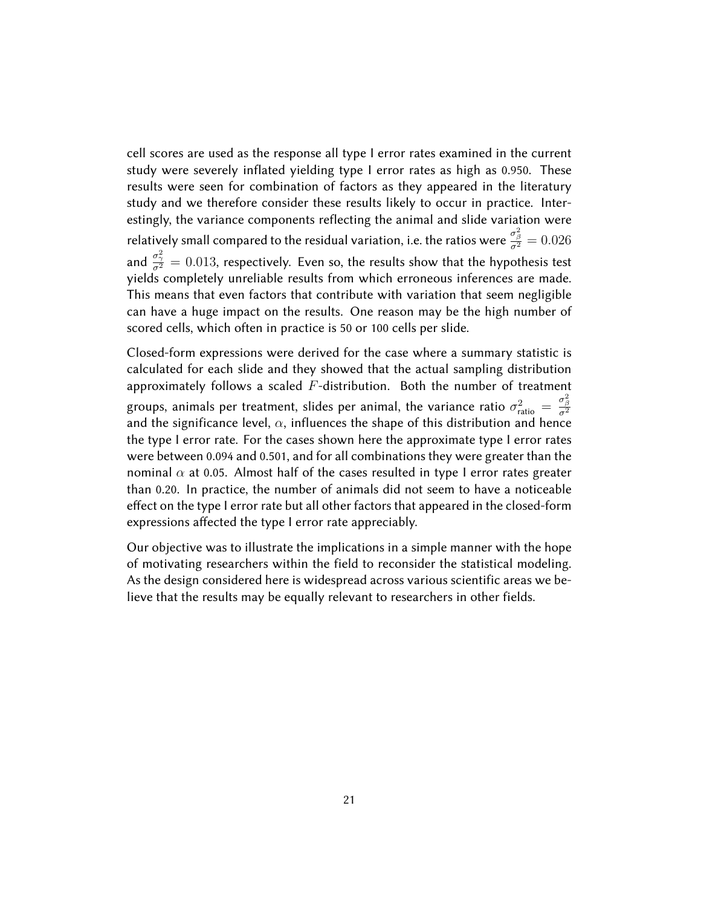cell scores are used as the response all type I error rates examined in the current study were severely inflated yielding type I error rates as high as 0.950. These results were seen for combination of factors as they appeared in the literature study and we therefore consider these results likely to occur in practice. Interestingly, the variance components reflecting the animal and slide variation were relatively small compared to the residual variation, i.e. the ratios were $\frac{\sigma_\beta^2}{\sigma^2} = 0.026$ and $\frac{\sigma_\gamma^2}{\sigma^2} = 0.013$, respectively. Even so, the results show that the hypothesis test yields completely unreliable results from which erroneous inferences are made. This means that even factors that contribute with variation that seem negligible can have a huge impact on the results. One reason may be the high number of scored cells, which often in practice is 50 or 100 cells per slide.

Closed-form expressions were derived for the case where a summary statistic is calculated for each slide and they showed that the actual sampling distribution approximately follows a scaled $F$-distribution. Both the number of treatment groups, animals per treatment, slides per animal, the variance ratio $\sigma^2_{\text{ratio}} = \frac{\sigma_\beta^2}{\sigma^2}$ and the significance level, $\alpha$, influences the shape of this distribution and hence the type I error rate. For the cases shown here the approximate type I error rates were between 0.094 and 0.501, and for all combinations they were greater than the nominal $\alpha$ at 0.05. Almost half of the cases resulted in type I error rates greater than 0.20. In practice, the number of animals did not seem to have a noticeable effect on the type I error rate but all other factors that appeared in the closed-form expressions affected the type I error rate appreciably.

Our objective was to illustrate the implications in a simple manner with the hope of motivating researchers within the field to reconsider the statistical modeling. As the design considered here is widespread across various scientific areas we believe that the results may be equally relevant to researchers in other fields.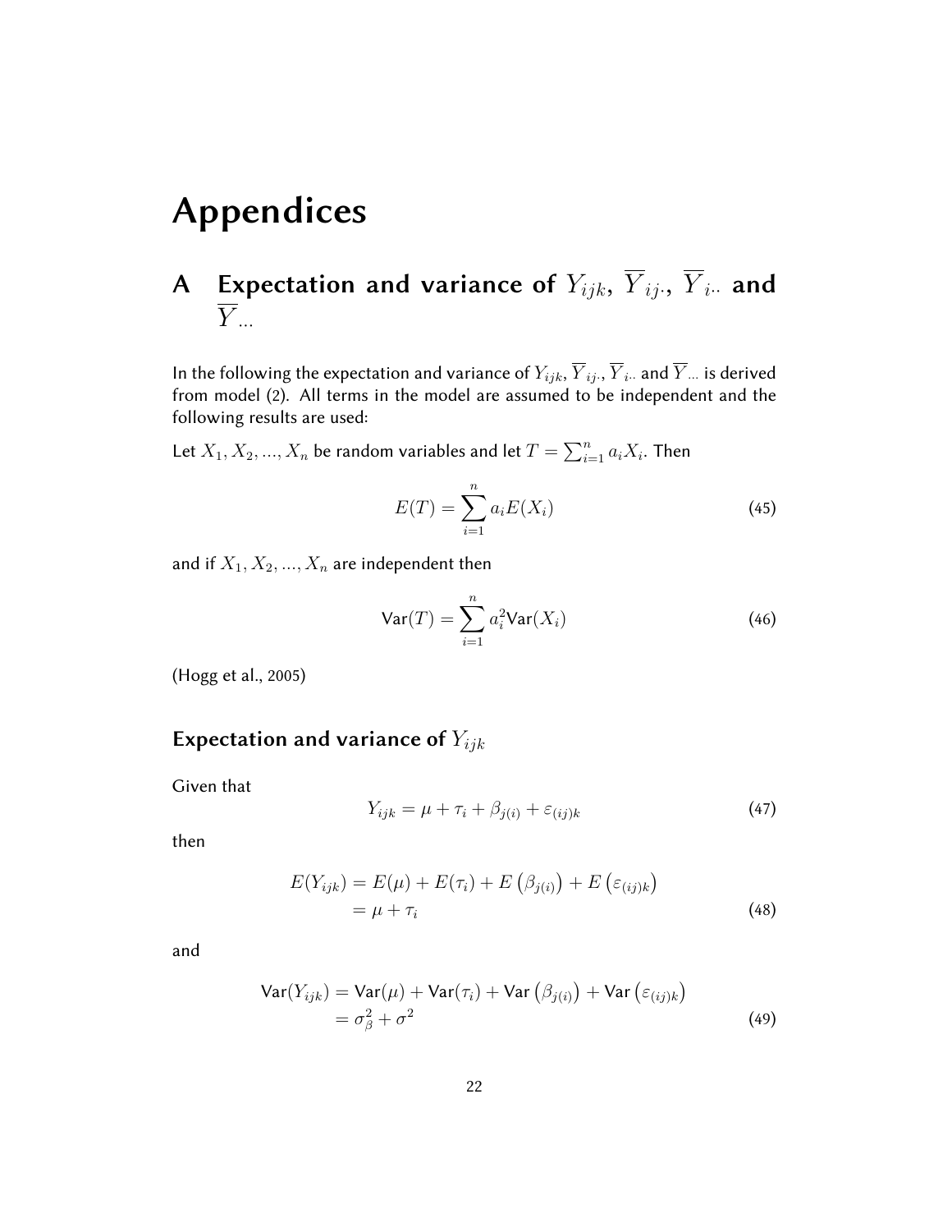# Appendices

## A Expectation and variance of $Y_{ijk}$, $\overline{Y}_{ij\cdot}$, $\overline{Y}_{i\cdot\cdot}$ and $\overline{Y}_{\cdot\cdot\cdot}$

In the following the expectation and variance of $Y_{ijk}$, $\overline{Y}_{ij\cdot}$, $\overline{Y}_{i\cdot\cdot}$ and $\overline{Y}_{\cdot\cdot\cdot}$ is derived from model (2). All terms in the model are assumed to be independent and the following results are used:

Let $X_1, X_2, ..., X_n$ be random variables and let $T = \sum_{i=1}^{n} a_i X_i$. Then

$$E(T) = \sum_{i=1}^{n} a_i E(X_i) \tag{45}$$

and if $X_1, X_2, ..., X_n$ are independent then

$$\mathsf{Var}(T) = \sum_{i=1}^{n} a_i^2 \mathsf{Var}(X_i) \tag{46}$$

(Hogg et al., 2005)

### Expectation and variance of $Y_{ijk}$

Given that

$$Y_{ijk} = \mu + \tau_i + \beta_{j(i)} + \varepsilon_{(ij)k} \tag{47}$$

then

$$\begin{aligned} E(Y_{ijk}) &= E(\mu) + E(\tau_i) + E\left(\beta_{j(i)}\right) + E\left(\varepsilon_{(ij)k}\right) \\ &= \mu + \tau_i \end{aligned} \tag{48}$$

and

$$\begin{aligned} \mathsf{Var}(Y_{ijk}) &= \mathsf{Var}(\mu) + \mathsf{Var}(\tau_i) + \mathsf{Var}\left(\beta_{j(i)}\right) + \mathsf{Var}\left(\varepsilon_{(ij)k}\right) \\ &= \sigma_\beta^2 + \sigma^2 \end{aligned} \tag{49}$$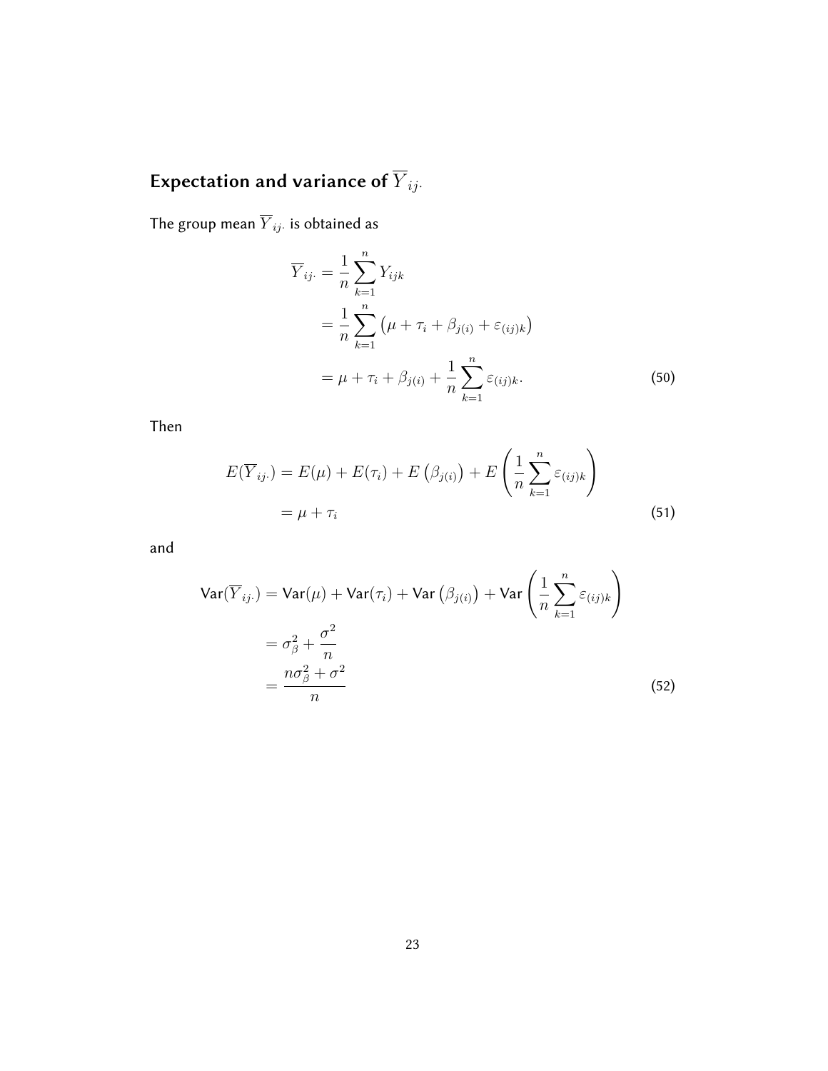## Expectation and variance of $\overline{Y}_{ij\cdot}$

The group mean $\overline{Y}_{ij\cdot}$ is obtained as

$$
\begin{aligned}
\overline{Y}_{ij\cdot} &= \frac{1}{n}\sum_{k=1}^{n} Y_{ijk} \\
&= \frac{1}{n}\sum_{k=1}^{n} \left(\mu + \tau_i + \beta_{j(i)} + \varepsilon_{(ij)k}\right) \\
&= \mu + \tau_i + \beta_{j(i)} + \frac{1}{n}\sum_{k=1}^{n} \varepsilon_{(ij)k}. 
\end{aligned} \tag{50}
$$

Then

$$
\begin{aligned}
E(\overline{Y}_{ij\cdot}) &= E(\mu) + E(\tau_i) + E\left(\beta_{j(i)}\right) + E\left(\frac{1}{n}\sum_{k=1}^{n} \varepsilon_{(ij)k}\right) \\
&= \mu + \tau_i
\end{aligned} \tag{51}
$$

and

$$
\begin{aligned}
\mathsf{Var}(\overline{Y}_{ij\cdot}) &= \mathsf{Var}(\mu) + \mathsf{Var}(\tau_i) + \mathsf{Var}\left(\beta_{j(i)}\right) + \mathsf{Var}\left(\frac{1}{n}\sum_{k=1}^{n} \varepsilon_{(ij)k}\right) \\
&= \sigma_\beta^2 + \frac{\sigma^2}{n} \\
&= \frac{n\sigma_\beta^2 + \sigma^2}{n}
\end{aligned} \tag{52}
$$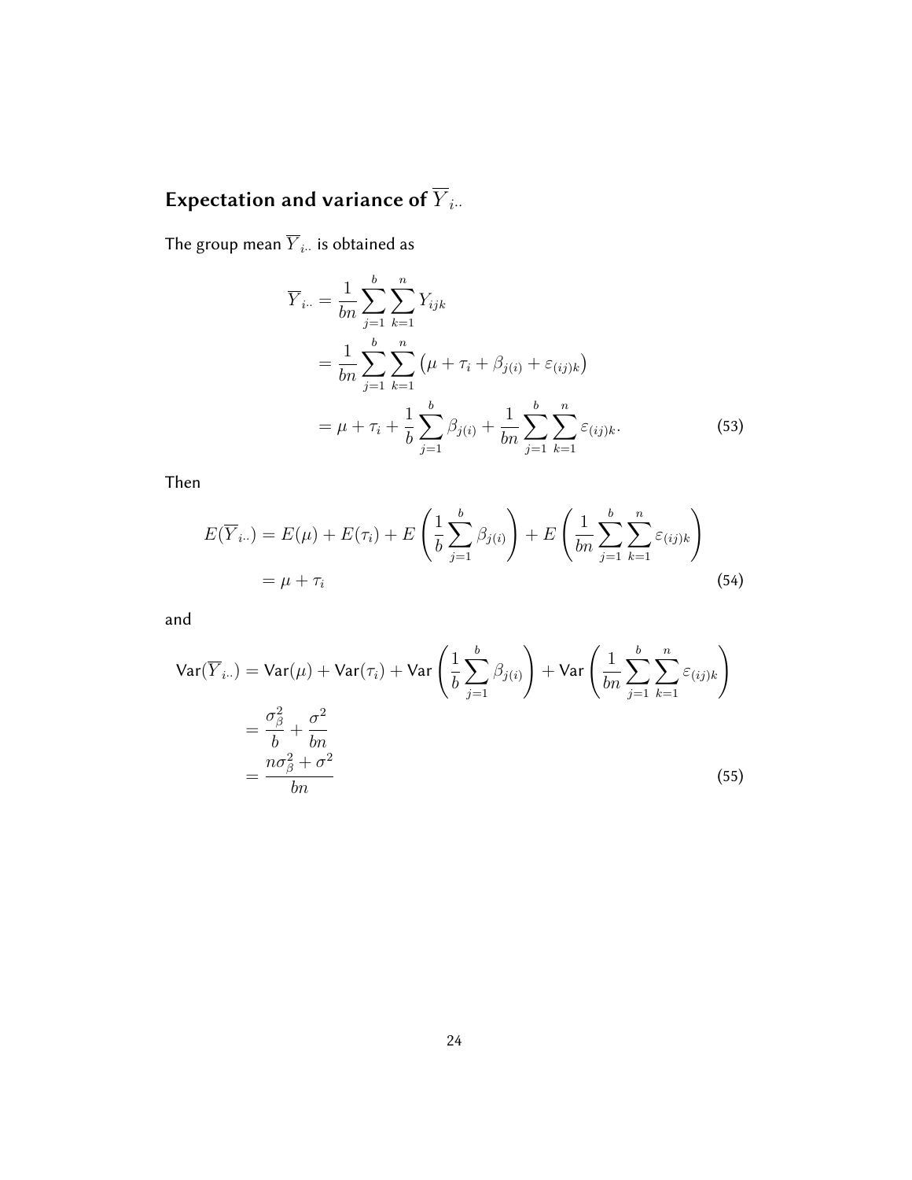## Expectation and variance of $\overline{Y}_{i\cdot\cdot}$

The group mean $\overline{Y}_{i\cdot\cdot}$ is obtained as

$$
\begin{aligned}
\overline{Y}_{i\cdot\cdot} &= \frac{1}{bn} \sum_{j=1}^{b} \sum_{k=1}^{n} Y_{ijk} \\
&= \frac{1}{bn} \sum_{j=1}^{b} \sum_{k=1}^{n} \left( \mu + \tau_i + \beta_{j(i)} + \varepsilon_{(ij)k} \right) \\
&= \mu + \tau_i + \frac{1}{b} \sum_{j=1}^{b} \beta_{j(i)} + \frac{1}{bn} \sum_{j=1}^{b} \sum_{k=1}^{n} \varepsilon_{(ij)k}. \qquad (53)
\end{aligned}
$$

Then

$$
\begin{aligned}
E(\overline{Y}_{i\cdot\cdot}) &= E(\mu) + E(\tau_i) + E\left( \frac{1}{b} \sum_{j=1}^{b} \beta_{j(i)} \right) + E\left( \frac{1}{bn} \sum_{j=1}^{b} \sum_{k=1}^{n} \varepsilon_{(ij)k} \right) \\
&= \mu + \tau_i \qquad (54)
\end{aligned}
$$

and

$$
\begin{aligned}
\mathsf{Var}(\overline{Y}_{i\cdot\cdot}) &= \mathsf{Var}(\mu) + \mathsf{Var}(\tau_i) + \mathsf{Var}\left( \frac{1}{b} \sum_{j=1}^{b} \beta_{j(i)} \right) + \mathsf{Var}\left( \frac{1}{bn} \sum_{j=1}^{b} \sum_{k=1}^{n} \varepsilon_{(ij)k} \right) \\
&= \frac{\sigma_\beta^2}{b} + \frac{\sigma^2}{bn} \\
&= \frac{n\sigma_\beta^2 + \sigma^2}{bn} \qquad (55)
\end{aligned}
$$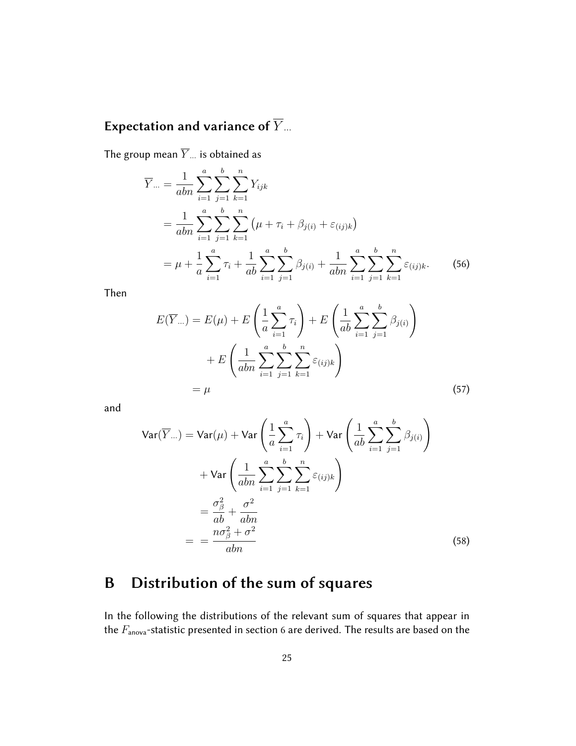### Expectation and variance of $\overline{Y}_{\dots}$

The group mean $\overline{Y}_{\dots}$ is obtained as

$$
\begin{aligned}
\overline{Y}_{\dots} &= \frac{1}{abn}\sum_{i=1}^{a}\sum_{j=1}^{b}\sum_{k=1}^{n} Y_{ijk} \\
&= \frac{1}{abn}\sum_{i=1}^{a}\sum_{j=1}^{b}\sum_{k=1}^{n} \left(\mu + \tau_i + \beta_{j(i)} + \varepsilon_{(ij)k}\right) \\
&= \mu + \frac{1}{a}\sum_{i=1}^{a}\tau_i + \frac{1}{ab}\sum_{i=1}^{a}\sum_{j=1}^{b}\beta_{j(i)} + \frac{1}{abn}\sum_{i=1}^{a}\sum_{j=1}^{b}\sum_{k=1}^{n}\varepsilon_{(ij)k}. \qquad (56)
\end{aligned}
$$

Then

$$
\begin{aligned}
E(\overline{Y}_{\dots}) &= E(\mu) + E\left(\frac{1}{a}\sum_{i=1}^{a}\tau_i\right) + E\left(\frac{1}{ab}\sum_{i=1}^{a}\sum_{j=1}^{b}\beta_{j(i)}\right) \\
&\quad + E\left(\frac{1}{abn}\sum_{i=1}^{a}\sum_{j=1}^{b}\sum_{k=1}^{n}\varepsilon_{(ij)k}\right) \\
&= \mu \qquad (57)
\end{aligned}
$$

and

$$
\begin{aligned}
\mathsf{Var}(\overline{Y}_{\dots}) &= \mathsf{Var}(\mu) + \mathsf{Var}\left(\frac{1}{a}\sum_{i=1}^{a}\tau_i\right) + \mathsf{Var}\left(\frac{1}{ab}\sum_{i=1}^{a}\sum_{j=1}^{b}\beta_{j(i)}\right) \\
&\quad + \mathsf{Var}\left(\frac{1}{abn}\sum_{i=1}^{a}\sum_{j=1}^{b}\sum_{k=1}^{n}\varepsilon_{(ij)k}\right) \\
&= \frac{\sigma_\beta^2}{ab} + \frac{\sigma^2}{abn} \\
&= \ = \frac{n\sigma_\beta^2 + \sigma^2}{abn} \qquad (58)
\end{aligned}
$$

# B Distribution of the sum of squares

In the following the distributions of the relevant sum of squares that appear in the $F_{\text{anova}}$-statistic presented in section 6 are derived. The results are based on the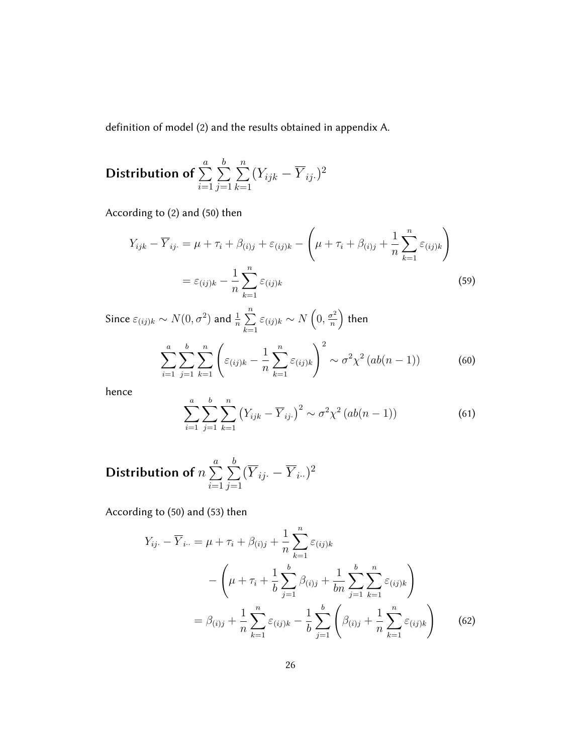definition of model (2) and the results obtained in appendix A.

## Distribution of $\sum_{i=1}^{a}\sum_{j=1}^{b}\sum_{k=1}^{n}(Y_{ijk} - \overline{Y}_{ij\cdot})^2$

According to (2) and (50) then

$$
\begin{aligned}
Y_{ijk} - \overline{Y}_{ij\cdot} &= \mu + \tau_i + \beta_{(i)j} + \varepsilon_{(ij)k} - \left(\mu + \tau_i + \beta_{(i)j} + \frac{1}{n}\sum_{k=1}^{n}\varepsilon_{(ij)k}\right) \\
&= \varepsilon_{(ij)k} - \frac{1}{n}\sum_{k=1}^{n}\varepsilon_{(ij)k}
\end{aligned}
\tag{59}
$$

Since $\varepsilon_{(ij)k} \sim N(0, \sigma^2)$ and $\frac{1}{n}\sum_{k=1}^{n}\varepsilon_{(ij)k} \sim N\left(0, \frac{\sigma^2}{n}\right)$ then

$$
\sum_{i=1}^{a}\sum_{j=1}^{b}\sum_{k=1}^{n}\left(\varepsilon_{(ij)k} - \frac{1}{n}\sum_{k=1}^{n}\varepsilon_{(ij)k}\right)^2 \sim \sigma^2\chi^2\left(ab(n-1)\right) \tag{60}
$$

hence

$$
\sum_{i=1}^{a}\sum_{j=1}^{b}\sum_{k=1}^{n}\left(Y_{ijk} - \overline{Y}_{ij\cdot}\right)^2 \sim \sigma^2\chi^2\left(ab(n-1)\right) \tag{61}
$$

## Distribution of $n\sum_{i=1}^{a}\sum_{j=1}^{b}(\overline{Y}_{ij\cdot} - \overline{Y}_{i\cdot\cdot})^2$

According to (50) and (53) then

$$
\begin{aligned}
Y_{ij\cdot} - \overline{Y}_{i\cdot\cdot} &= \mu + \tau_i + \beta_{(i)j} + \frac{1}{n}\sum_{k=1}^{n}\varepsilon_{(ij)k} \\
&\quad - \left(\mu + \tau_i + \frac{1}{b}\sum_{j=1}^{b}\beta_{(i)j} + \frac{1}{bn}\sum_{j=1}^{b}\sum_{k=1}^{n}\varepsilon_{(ij)k}\right) \\
&= \beta_{(i)j} + \frac{1}{n}\sum_{k=1}^{n}\varepsilon_{(ij)k} - \frac{1}{b}\sum_{j=1}^{b}\left(\beta_{(i)j} + \frac{1}{n}\sum_{k=1}^{n}\varepsilon_{(ij)k}\right)
\end{aligned}
\tag{62}
$$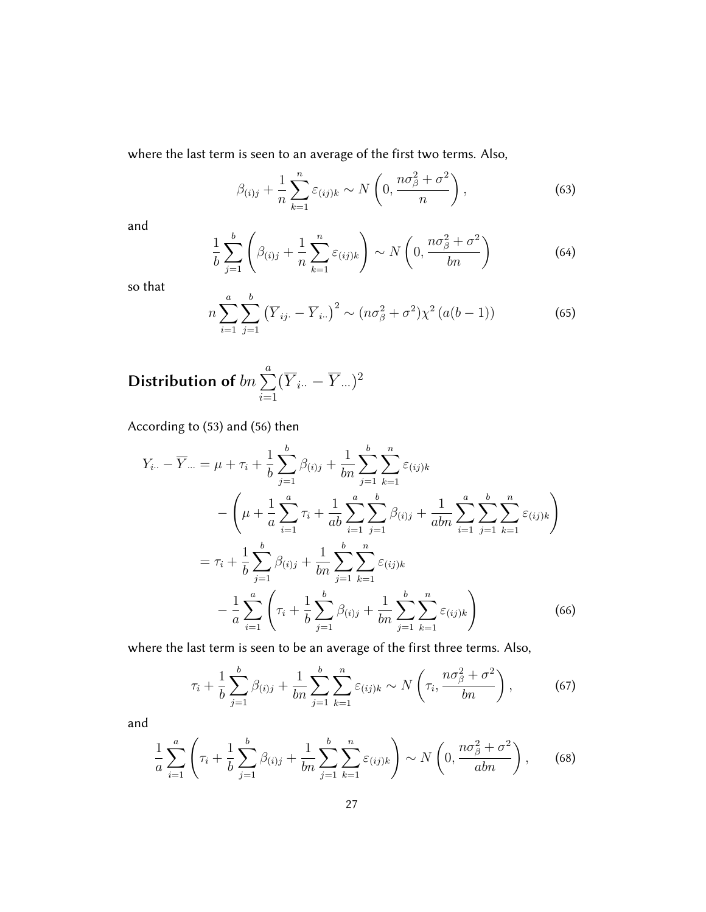where the last term is seen to an average of the first two terms. Also,

$$\beta_{(i)j} + \frac{1}{n}\sum_{k=1}^{n} \varepsilon_{(ij)k} \sim N\left(0, \frac{n\sigma_\beta^2 + \sigma^2}{n}\right), \tag{63}$$

and

$$\frac{1}{b}\sum_{j=1}^{b}\left(\beta_{(i)j} + \frac{1}{n}\sum_{k=1}^{n} \varepsilon_{(ij)k}\right) \sim N\left(0, \frac{n\sigma_\beta^2 + \sigma^2}{bn}\right) \tag{64}$$

so that

$$n\sum_{i=1}^{a}\sum_{j=1}^{b}\left(\overline{Y}_{ij\cdot} - \overline{Y}_{i\cdot\cdot}\right)^2 \sim (n\sigma_\beta^2 + \sigma^2)\chi^2\left(a(b-1)\right) \tag{65}$$

## Distribution of $bn\sum_{i=1}^{a}(\overline{Y}_{i\cdot\cdot} - \overline{Y}_{\cdot\cdot\cdot})^2$

According to (53) and (56) then

$$\begin{aligned}
Y_{i\cdot\cdot} - \overline{Y}_{\cdot\cdot\cdot} &= \mu + \tau_i + \frac{1}{b}\sum_{j=1}^{b}\beta_{(i)j} + \frac{1}{bn}\sum_{j=1}^{b}\sum_{k=1}^{n}\varepsilon_{(ij)k} \\
&\quad - \left(\mu + \frac{1}{a}\sum_{i=1}^{a}\tau_i + \frac{1}{ab}\sum_{i=1}^{a}\sum_{j=1}^{b}\beta_{(i)j} + \frac{1}{abn}\sum_{i=1}^{a}\sum_{j=1}^{b}\sum_{k=1}^{n}\varepsilon_{(ij)k}\right) \\
&= \tau_i + \frac{1}{b}\sum_{j=1}^{b}\beta_{(i)j} + \frac{1}{bn}\sum_{j=1}^{b}\sum_{k=1}^{n}\varepsilon_{(ij)k} \\
&\quad - \frac{1}{a}\sum_{i=1}^{a}\left(\tau_i + \frac{1}{b}\sum_{j=1}^{b}\beta_{(i)j} + \frac{1}{bn}\sum_{j=1}^{b}\sum_{k=1}^{n}\varepsilon_{(ij)k}\right)
\end{aligned} \tag{66}$$

where the last term is seen to be an average of the first three terms. Also,

$$\tau_i + \frac{1}{b}\sum_{j=1}^{b}\beta_{(i)j} + \frac{1}{bn}\sum_{j=1}^{b}\sum_{k=1}^{n}\varepsilon_{(ij)k} \sim N\left(\tau_i, \frac{n\sigma_\beta^2 + \sigma^2}{bn}\right), \tag{67}$$

and

$$\frac{1}{a}\sum_{i=1}^{a}\left(\tau_i + \frac{1}{b}\sum_{j=1}^{b}\beta_{(i)j} + \frac{1}{bn}\sum_{j=1}^{b}\sum_{k=1}^{n}\varepsilon_{(ij)k}\right) \sim N\left(0, \frac{n\sigma_\beta^2 + \sigma^2}{abn}\right), \tag{68}$$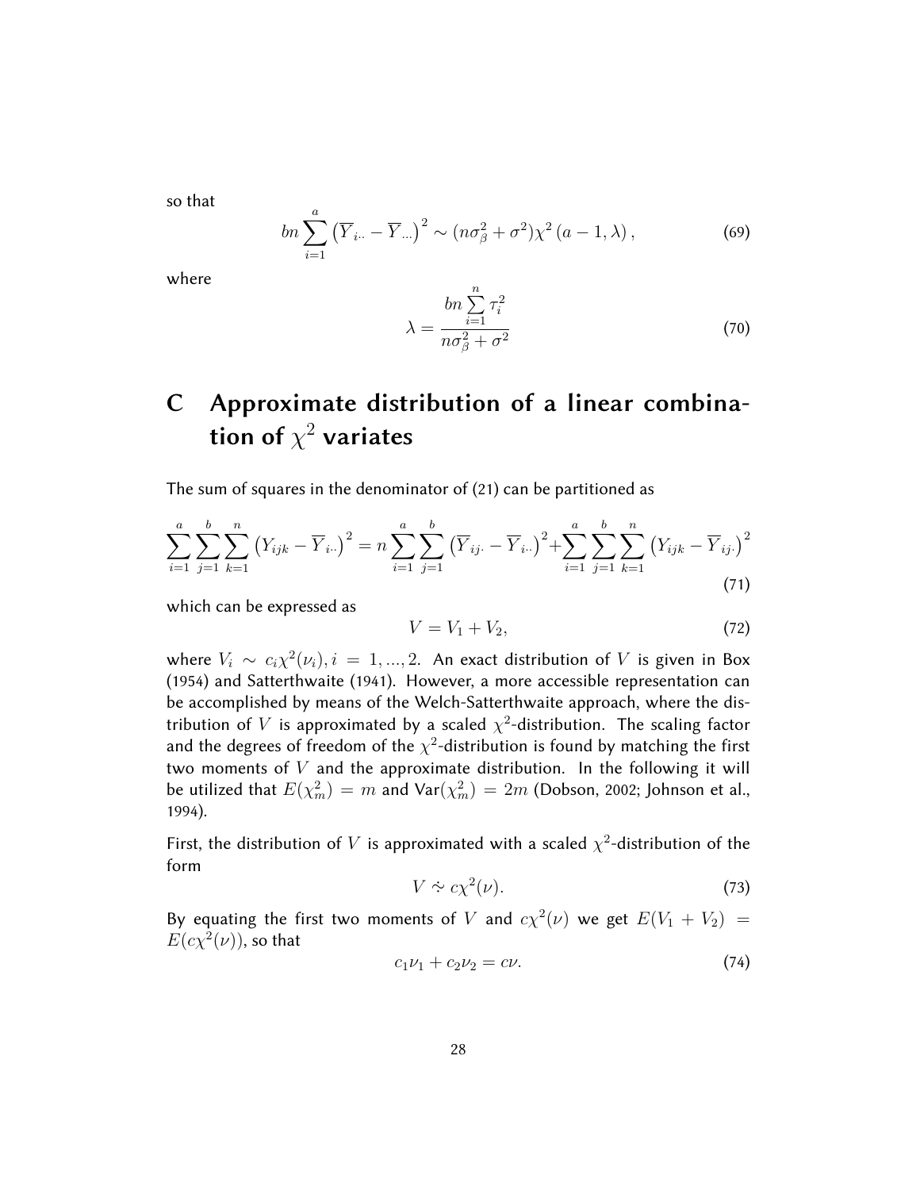so that

$$
bn \sum_{i=1}^{a} \left( \overline{Y}_{i\cdot\cdot} - \overline{Y}_{\cdots} \right)^2 \sim (n\sigma_\beta^2 + \sigma^2)\chi^2\left(a-1, \lambda\right), \tag{69}
$$

where

$$
\lambda = \frac{bn \sum_{i=1}^{n} \tau_i^2}{n\sigma_\beta^2 + \sigma^2} \tag{70}
$$

# C Approximate distribution of a linear combination of $\chi^2$ variates

The sum of squares in the denominator of (21) can be partitioned as

$$
\sum_{i=1}^{a}\sum_{j=1}^{b}\sum_{k=1}^{n} \left( Y_{ijk} - \overline{Y}_{i\cdot\cdot} \right)^2 = n \sum_{i=1}^{a}\sum_{j=1}^{b} \left( \overline{Y}_{ij\cdot} - \overline{Y}_{i\cdot\cdot} \right)^2 + \sum_{i=1}^{a}\sum_{j=1}^{b}\sum_{k=1}^{n} \left( Y_{ijk} - \overline{Y}_{ij\cdot} \right)^2 \tag{71}
$$

which can be expressed as

$$
V = V_1 + V_2, \tag{72}
$$

where $V_i \sim c_i\chi^2(\nu_i), i = 1, ..., 2$. An exact distribution of $V$ is given in Box (1954) and Satterthwaite (1941). However, a more accessible representation can be accomplished by means of the Welch-Satterthwaite approach, where the distribution of $V$ is approximated by a scaled $\chi^2$-distribution. The scaling factor and the degrees of freedom of the $\chi^2$-distribution is found by matching the first two moments of $V$ and the approximate distribution. In the following it will be utilized that $E(\chi_m^2) = m$ and $\text{Var}(\chi_m^2) = 2m$ (Dobson, 2002; Johnson et al., 1994).

First, the distribution of $V$ is approximated with a scaled $\chi^2$-distribution of the form

$$
V \mathrel{\dot\sim} c\chi^2(\nu). \tag{73}
$$

By equating the first two moments of $V$ and $c\chi^2(\nu)$ we get $E(V_1 + V_2) = E(c\chi^2(\nu))$, so that

$$
c_1\nu_1 + c_2\nu_2 = c\nu. \tag{74}
$$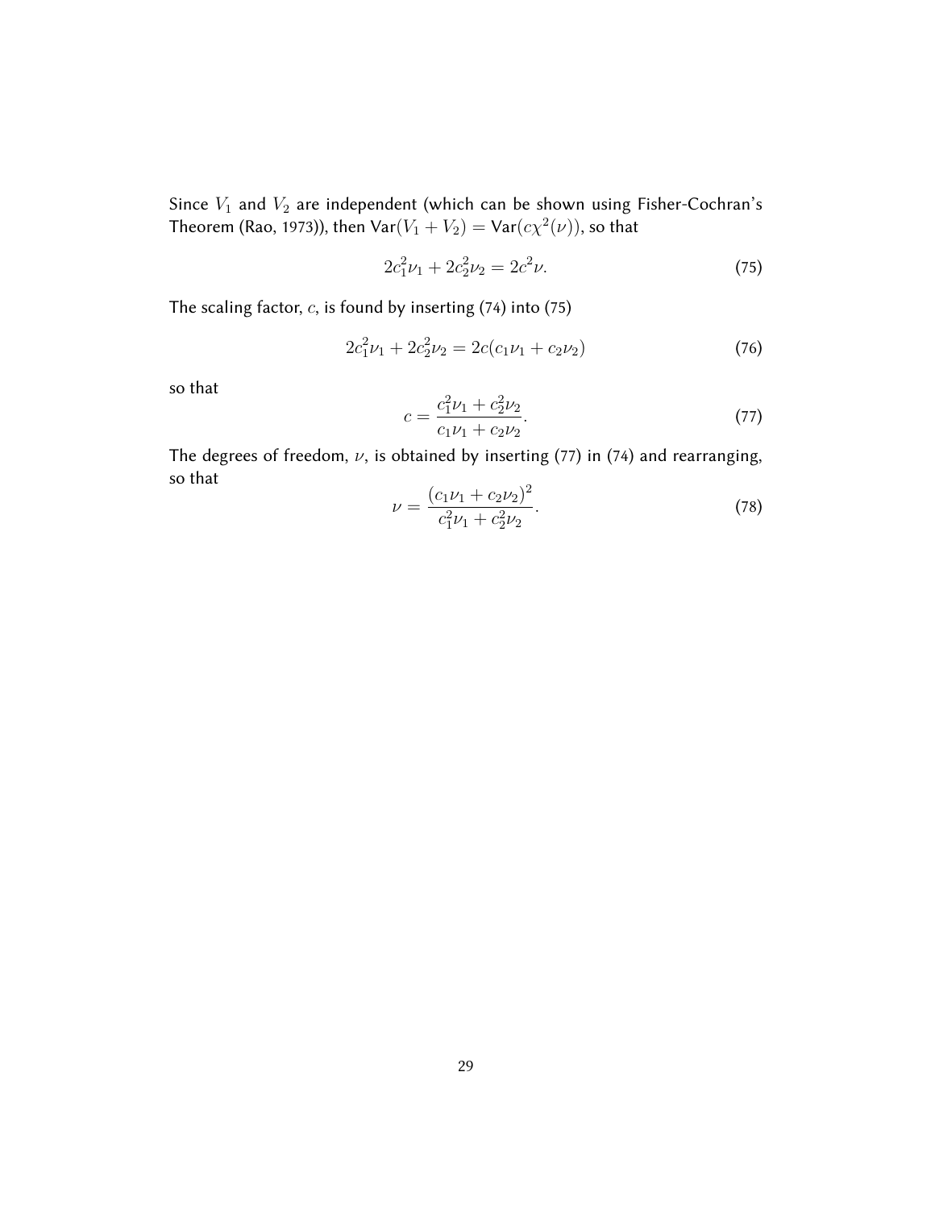Since $V_1$ and $V_2$ are independent (which can be shown using Fisher-Cochran's Theorem (Rao, 1973)), then $\text{Var}(V_1 + V_2) = \text{Var}(c\chi^2(\nu))$, so that

$$2c_1^2\nu_1 + 2c_2^2\nu_2 = 2c^2\nu. \tag{75}$$

The scaling factor, $c$, is found by inserting (74) into (75)

$$2c_1^2\nu_1 + 2c_2^2\nu_2 = 2c(c_1\nu_1 + c_2\nu_2) \tag{76}$$

so that

$$c = \frac{c_1^2\nu_1 + c_2^2\nu_2}{c_1\nu_1 + c_2\nu_2}. \tag{77}$$

The degrees of freedom, $\nu$, is obtained by inserting (77) in (74) and rearranging, so that

$$\nu = \frac{(c_1\nu_1 + c_2\nu_2)^2}{c_1^2\nu_1 + c_2^2\nu_2}. \tag{78}$$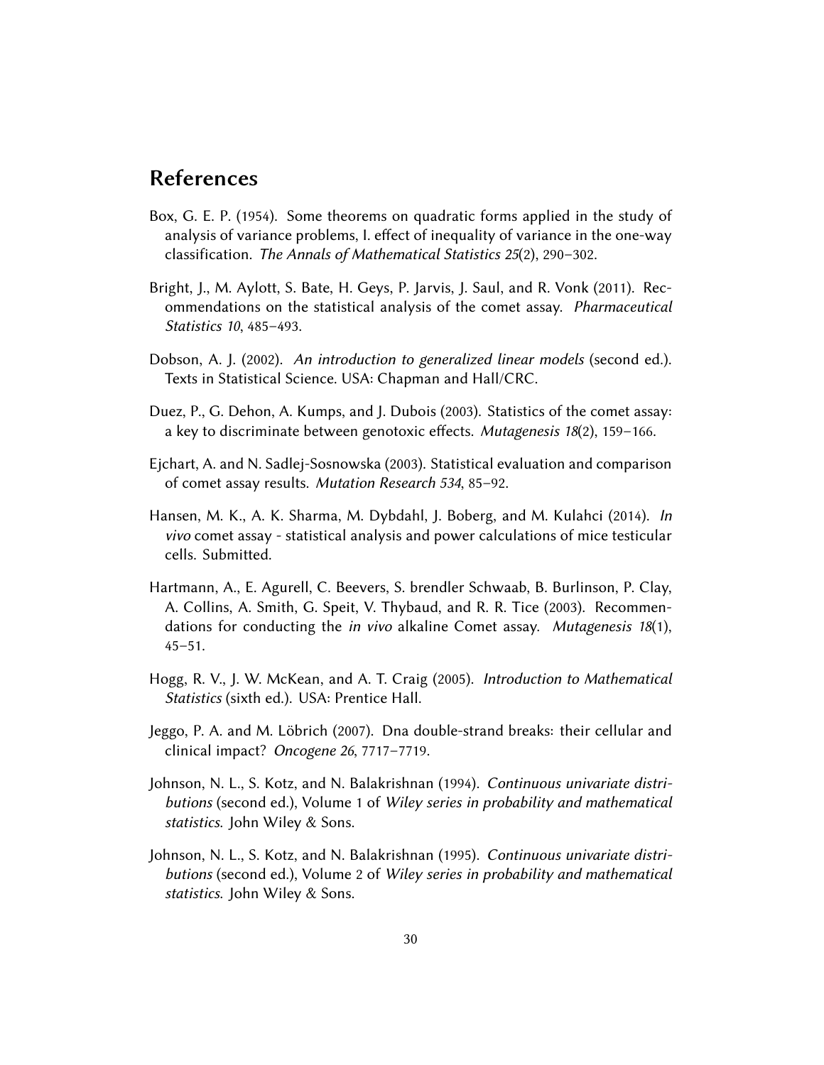## References

Box, G. E. P. (1954). Some theorems on quadratic forms applied in the study of analysis of variance problems, I. effect of inequality of variance in the one-way classification. *The Annals of Mathematical Statistics 25*(2), 290–302.

Bright, J., M. Aylott, S. Bate, H. Geys, P. Jarvis, J. Saul, and R. Vonk (2011). Recommendations on the statistical analysis of the comet assay. *Pharmaceutical Statistics 10*, 485–493.

Dobson, A. J. (2002). *An introduction to generalized linear models* (second ed.). Texts in Statistical Science. USA: Chapman and Hall/CRC.

Duez, P., G. Dehon, A. Kumps, and J. Dubois (2003). Statistics of the comet assay: a key to discriminate between genotoxic effects. *Mutagenesis 18*(2), 159–166.

Ejchart, A. and N. Sadlej-Sosnowska (2003). Statistical evaluation and comparison of comet assay results. *Mutation Research 534*, 85–92.

Hansen, M. K., A. K. Sharma, M. Dybdahl, J. Boberg, and M. Kulahci (2014). *In vivo* comet assay - statistical analysis and power calculations of mice testicular cells. Submitted.

Hartmann, A., E. Agurell, C. Beevers, S. brendler Schwaab, B. Burlinson, P. Clay, A. Collins, A. Smith, G. Speit, V. Thybaud, and R. R. Tice (2003). Recommendations for conducting the *in vivo* alkaline Comet assay. *Mutagenesis 18*(1), 45–51.

Hogg, R. V., J. W. McKean, and A. T. Craig (2005). *Introduction to Mathematical Statistics* (sixth ed.). USA: Prentice Hall.

Jeggo, P. A. and M. Löbrich (2007). Dna double-strand breaks: their cellular and clinical impact? *Oncogene 26*, 7717–7719.

Johnson, N. L., S. Kotz, and N. Balakrishnan (1994). *Continuous univariate distributions* (second ed.), Volume 1 of *Wiley series in probability and mathematical statistics*. John Wiley & Sons.

Johnson, N. L., S. Kotz, and N. Balakrishnan (1995). *Continuous univariate distributions* (second ed.), Volume 2 of *Wiley series in probability and mathematical statistics*. John Wiley & Sons.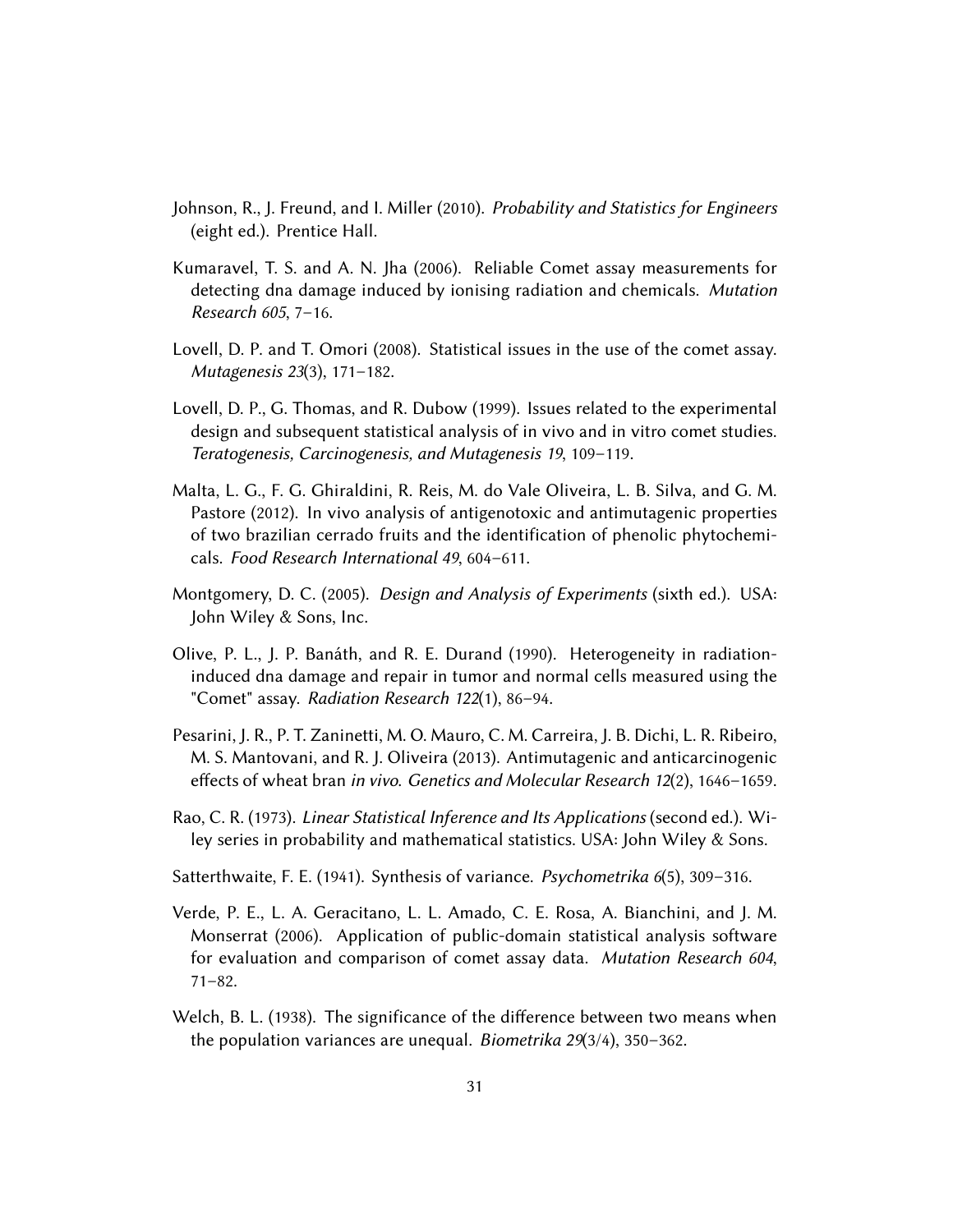Johnson, R., J. Freund, and I. Miller (2010). *Probability and Statistics for Engineers* (eight ed.). Prentice Hall.

Kumaravel, T. S. and A. N. Jha (2006). Reliable Comet assay measurements for detecting dna damage induced by ionising radiation and chemicals. *Mutation Research 605*, 7–16.

Lovell, D. P. and T. Omori (2008). Statistical issues in the use of the comet assay. *Mutagenesis 23*(3), 171–182.

Lovell, D. P., G. Thomas, and R. Dubow (1999). Issues related to the experimental design and subsequent statistical analysis of in vivo and in vitro comet studies. *Teratogenesis, Carcinogenesis, and Mutagenesis 19*, 109–119.

Malta, L. G., F. G. Ghiraldini, R. Reis, M. do Vale Oliveira, L. B. Silva, and G. M. Pastore (2012). In vivo analysis of antigenotoxic and antimutagenic properties of two brazilian cerrado fruits and the identification of phenolic phytochemicals. *Food Research International 49*, 604–611.

Montgomery, D. C. (2005). *Design and Analysis of Experiments* (sixth ed.). USA: John Wiley & Sons, Inc.

Olive, P. L., J. P. Banáth, and R. E. Durand (1990). Heterogeneity in radiation-induced dna damage and repair in tumor and normal cells measured using the "Comet" assay. *Radiation Research 122*(1), 86–94.

Pesarini, J. R., P. T. Zaninetti, M. O. Mauro, C. M. Carreira, J. B. Dichi, L. R. Ribeiro, M. S. Mantovani, and R. J. Oliveira (2013). Antimutagenic and anticarcinogenic effects of wheat bran *in vivo*. *Genetics and Molecular Research 12*(2), 1646–1659.

Rao, C. R. (1973). *Linear Statistical Inference and Its Applications* (second ed.). Wiley series in probability and mathematical statistics. USA: John Wiley & Sons.

Satterthwaite, F. E. (1941). Synthesis of variance. *Psychometrika 6*(5), 309–316.

Verde, P. E., L. A. Geracitano, L. L. Amado, C. E. Rosa, A. Bianchini, and J. M. Monserrat (2006). Application of public-domain statistical analysis software for evaluation and comparison of comet assay data. *Mutation Research 604*, 71–82.

Welch, B. L. (1938). The significance of the difference between two means when the population variances are unequal. *Biometrika 29*(3/4), 350–362.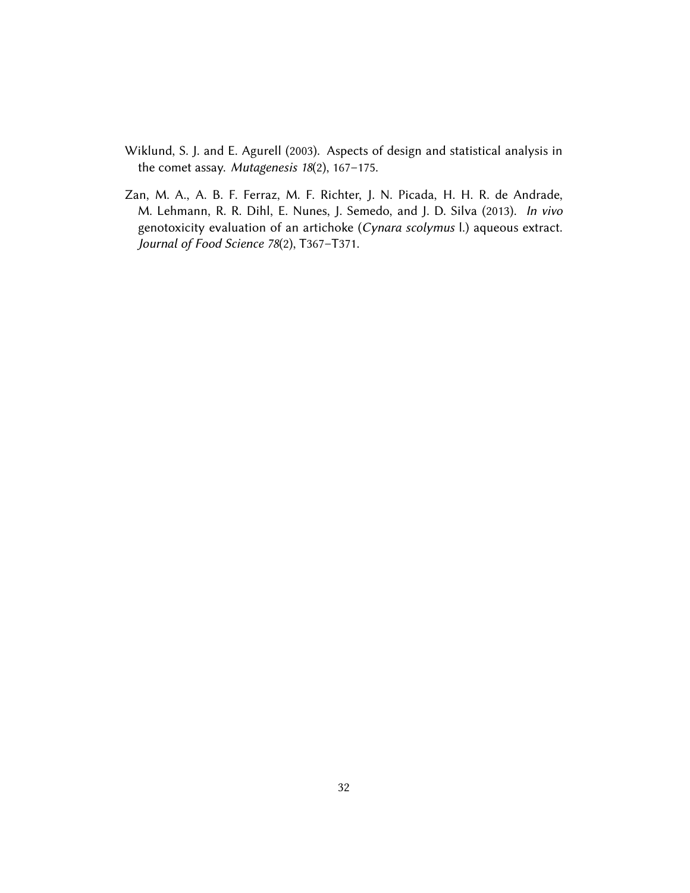Wiklund, S. J. and E. Agurell (2003). Aspects of design and statistical analysis in the comet assay. *Mutagenesis 18*(2), 167–175.

Zan, M. A., A. B. F. Ferraz, M. F. Richter, J. N. Picada, H. H. R. de Andrade, M. Lehmann, R. R. Dihl, E. Nunes, J. Semedo, and J. D. Silva (2013). *In vivo* genotoxicity evaluation of an artichoke (*Cynara scolymus* l.) aqueous extract. *Journal of Food Science 78*(2), T367–T371.